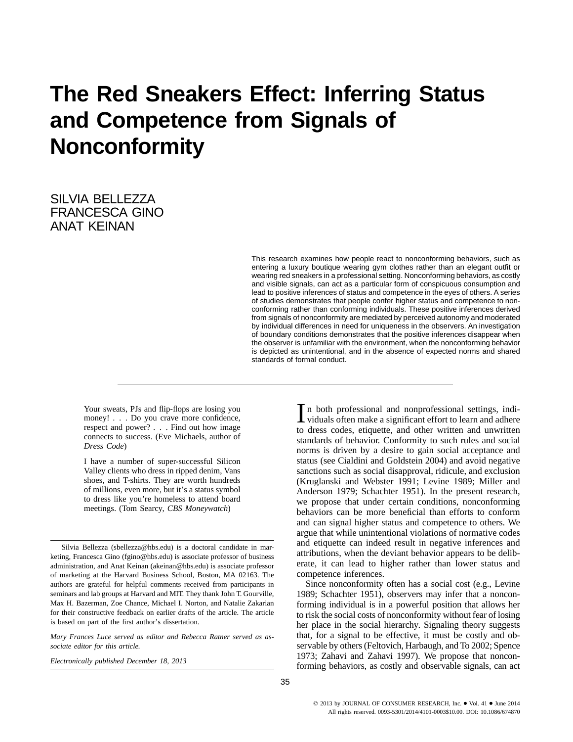# The Red Sneakers Effect: Inferring Status and Competence from Signals of Nonconformity

SILVIA BELLEZZA
FRANCESCA GINO
ANAT KEINAN

This research examines how people react to nonconforming behaviors, such as entering a luxury boutique wearing gym clothes rather than an elegant outfit or wearing red sneakers in a professional setting. Nonconforming behaviors, as costly and visible signals, can act as a particular form of conspicuous consumption and lead to positive inferences of status and competence in the eyes of others. A series of studies demonstrates that people confer higher status and competence to nonconforming rather than conforming individuals. These positive inferences derived from signals of nonconformity are mediated by perceived autonomy and moderated by individual differences in need for uniqueness in the observers. An investigation of boundary conditions demonstrates that the positive inferences disappear when the observer is unfamiliar with the environment, when the nonconforming behavior is depicted as unintentional, and in the absence of expected norms and shared standards of formal conduct.

> Your sweats, PJs and flip-flops are losing you money! . . . Do you crave more confidence, respect and power? . . . Find out how image connects to success. (Eve Michaels, author of *Dress Code*)

> I have a number of super-successful Silicon Valley clients who dress in ripped denim, Vans shoes, and T-shirts. They are worth hundreds of millions, even more, but it's a status symbol to dress like you're homeless to attend board meetings. (Tom Searcy, *CBS Moneywatch*)

In both professional and nonprofessional settings, individuals often make a significant effort to learn and adhere to dress codes, etiquette, and other written and unwritten standards of behavior. Conformity to such rules and social norms is driven by a desire to gain social acceptance and status (see Cialdini and Goldstein 2004) and avoid negative sanctions such as social disapproval, ridicule, and exclusion (Kruglanski and Webster 1991; Levine 1989; Miller and Anderson 1979; Schachter 1951). In the present research, we propose that under certain conditions, nonconforming behaviors can be more beneficial than efforts to conform and can signal higher status and competence to others. We argue that while unintentional violations of normative codes and etiquette can indeed result in negative inferences and attributions, when the deviant behavior appears to be deliberate, it can lead to higher rather than lower status and competence inferences.

Since nonconformity often has a social cost (e.g., Levine 1989; Schachter 1951), observers may infer that a nonconforming individual is in a powerful position that allows her to risk the social costs of nonconformity without fear of losing her place in the social hierarchy. Signaling theory suggests that, for a signal to be effective, it must be costly and observable by others (Feltovich, Harbaugh, and To 2002; Spence 1973; Zahavi and Zahavi 1997). We propose that nonconforming behaviors, as costly and observable signals, can act

---

Silvia Bellezza (sbellezza@hbs.edu) is a doctoral candidate in marketing, Francesca Gino (fgino@hbs.edu) is associate professor of business administration, and Anat Keinan (akeinan@hbs.edu) is associate professor of marketing at the Harvard Business School, Boston, MA 02163. The authors are grateful for helpful comments received from participants in seminars and lab groups at Harvard and MIT. They thank John T. Gourville, Max H. Bazerman, Zoe Chance, Michael I. Norton, and Natalie Zakarian for their constructive feedback on earlier drafts of the article. The article is based on part of the first author's dissertation.

*Mary Frances Luce served as editor and Rebecca Ratner served as associate editor for this article.*

*Electronically published December 18, 2013*

© 2013 by JOURNAL OF CONSUMER RESEARCH, Inc. • Vol. 41 • June 2014
All rights reserved. 0093-5301/2014/4101-0003$10.00. DOI: 10.1086/674870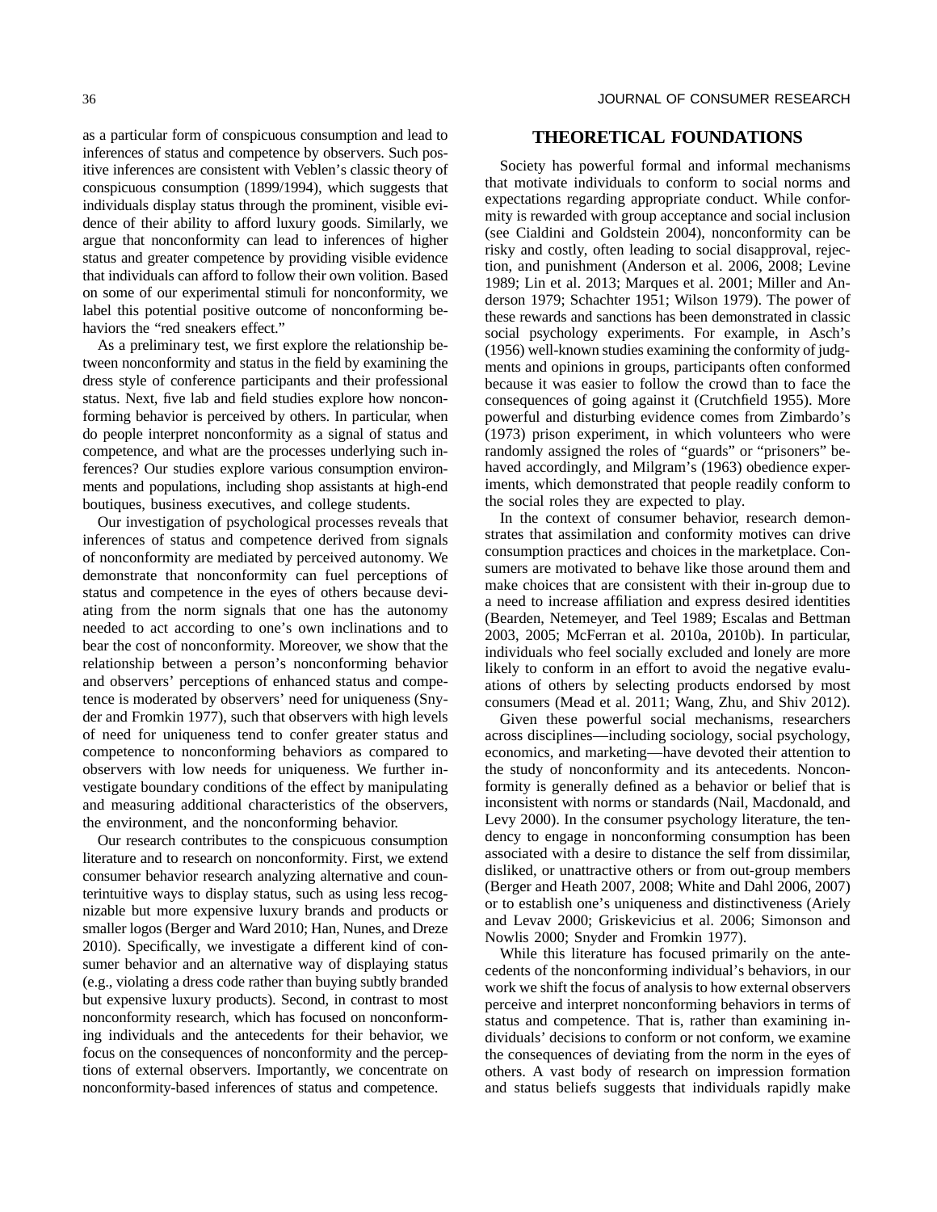as a particular form of conspicuous consumption and lead to inferences of status and competence by observers. Such positive inferences are consistent with Veblen's classic theory of conspicuous consumption (1899/1994), which suggests that individuals display status through the prominent, visible evidence of their ability to afford luxury goods. Similarly, we argue that nonconformity can lead to inferences of higher status and greater competence by providing visible evidence that individuals can afford to follow their own volition. Based on some of our experimental stimuli for nonconformity, we label this potential positive outcome of nonconforming behaviors the "red sneakers effect."

As a preliminary test, we first explore the relationship between nonconformity and status in the field by examining the dress style of conference participants and their professional status. Next, five lab and field studies explore how nonconforming behavior is perceived by others. In particular, when do people interpret nonconformity as a signal of status and competence, and what are the processes underlying such inferences? Our studies explore various consumption environments and populations, including shop assistants at high-end boutiques, business executives, and college students.

Our investigation of psychological processes reveals that inferences of status and competence derived from signals of nonconformity are mediated by perceived autonomy. We demonstrate that nonconformity can fuel perceptions of status and competence in the eyes of others because deviating from the norm signals that one has the autonomy needed to act according to one's own inclinations and to bear the cost of nonconformity. Moreover, we show that the relationship between a person's nonconforming behavior and observers' perceptions of enhanced status and competence is moderated by observers' need for uniqueness (Snyder and Fromkin 1977), such that observers with high levels of need for uniqueness tend to confer greater status and competence to nonconforming behaviors as compared to observers with low needs for uniqueness. We further investigate boundary conditions of the effect by manipulating and measuring additional characteristics of the observers, the environment, and the nonconforming behavior.

Our research contributes to the conspicuous consumption literature and to research on nonconformity. First, we extend consumer behavior research analyzing alternative and counterintuitive ways to display status, such as using less recognizable but more expensive luxury brands and products or smaller logos (Berger and Ward 2010; Han, Nunes, and Dreze 2010). Specifically, we investigate a different kind of consumer behavior and an alternative way of displaying status (e.g., violating a dress code rather than buying subtly branded but expensive luxury products). Second, in contrast to most nonconformity research, which has focused on nonconforming individuals and the antecedents for their behavior, we focus on the consequences of nonconformity and the perceptions of external observers. Importantly, we concentrate on nonconformity-based inferences of status and competence.

## THEORETICAL FOUNDATIONS

Society has powerful formal and informal mechanisms that motivate individuals to conform to social norms and expectations regarding appropriate conduct. While conformity is rewarded with group acceptance and social inclusion (see Cialdini and Goldstein 2004), nonconformity can be risky and costly, often leading to social disapproval, rejection, and punishment (Anderson et al. 2006, 2008; Levine 1989; Lin et al. 2013; Marques et al. 2001; Miller and Anderson 1979; Schachter 1951; Wilson 1979). The power of these rewards and sanctions has been demonstrated in classic social psychology experiments. For example, in Asch's (1956) well-known studies examining the conformity of judgments and opinions in groups, participants often conformed because it was easier to follow the crowd than to face the consequences of going against it (Crutchfield 1955). More powerful and disturbing evidence comes from Zimbardo's (1973) prison experiment, in which volunteers who were randomly assigned the roles of "guards" or "prisoners" behaved accordingly, and Milgram's (1963) obedience experiments, which demonstrated that people readily conform to the social roles they are expected to play.

In the context of consumer behavior, research demonstrates that assimilation and conformity motives can drive consumption practices and choices in the marketplace. Consumers are motivated to behave like those around them and make choices that are consistent with their in-group due to a need to increase affiliation and express desired identities (Bearden, Netemeyer, and Teel 1989; Escalas and Bettman 2003, 2005; McFerran et al. 2010a, 2010b). In particular, individuals who feel socially excluded and lonely are more likely to conform in an effort to avoid the negative evaluations of others by selecting products endorsed by most consumers (Mead et al. 2011; Wang, Zhu, and Shiv 2012).

Given these powerful social mechanisms, researchers across disciplines—including sociology, social psychology, economics, and marketing—have devoted their attention to the study of nonconformity and its antecedents. Nonconformity is generally defined as a behavior or belief that is inconsistent with norms or standards (Nail, Macdonald, and Levy 2000). In the consumer psychology literature, the tendency to engage in nonconforming consumption has been associated with a desire to distance the self from dissimilar, disliked, or unattractive others or from out-group members (Berger and Heath 2007, 2008; White and Dahl 2006, 2007) or to establish one's uniqueness and distinctiveness (Ariely and Levav 2000; Griskevicius et al. 2006; Simonson and Nowlis 2000; Snyder and Fromkin 1977).

While this literature has focused primarily on the antecedents of the nonconforming individual's behaviors, in our work we shift the focus of analysis to how external observers perceive and interpret nonconforming behaviors in terms of status and competence. That is, rather than examining individuals' decisions to conform or not conform, we examine the consequences of deviating from the norm in the eyes of others. A vast body of research on impression formation and status beliefs suggests that individuals rapidly make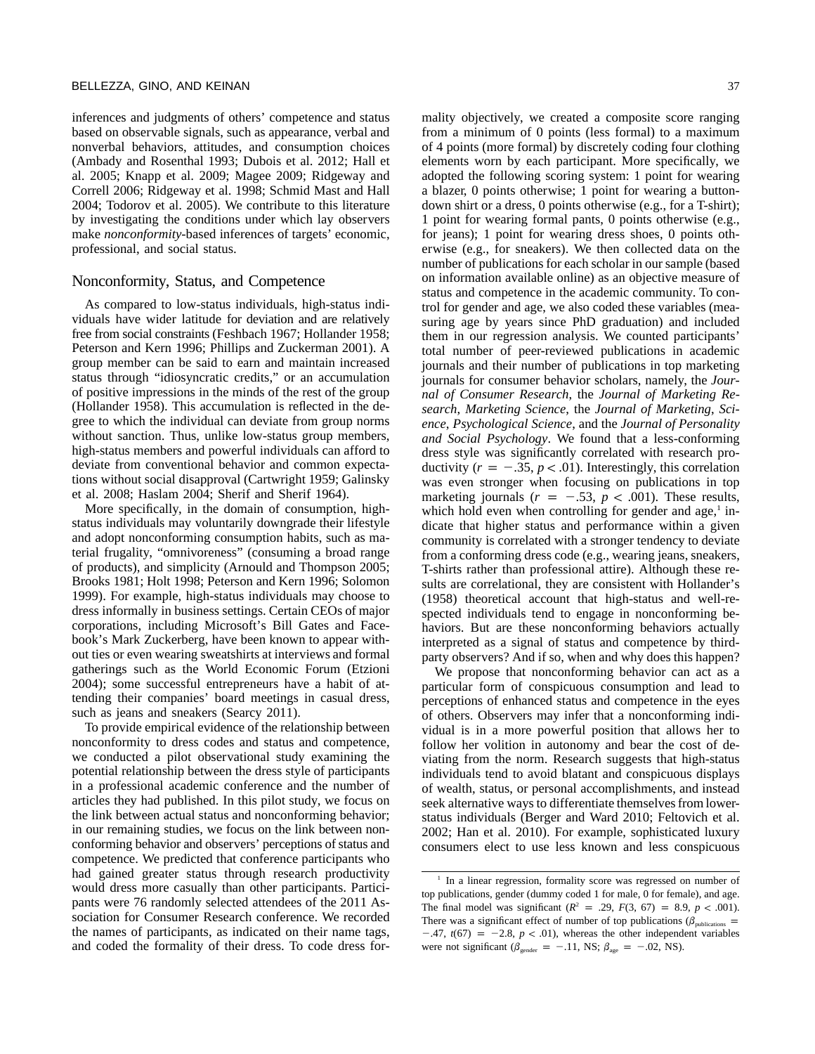inferences and judgments of others' competence and status based on observable signals, such as appearance, verbal and nonverbal behaviors, attitudes, and consumption choices (Ambady and Rosenthal 1993; Dubois et al. 2012; Hall et al. 2005; Knapp et al. 2009; Magee 2009; Ridgeway and Correll 2006; Ridgeway et al. 1998; Schmid Mast and Hall 2004; Todorov et al. 2005). We contribute to this literature by investigating the conditions under which lay observers make *nonconformity*-based inferences of targets' economic, professional, and social status.

## Nonconformity, Status, and Competence

As compared to low-status individuals, high-status individuals have wider latitude for deviation and are relatively free from social constraints (Feshbach 1967; Hollander 1958; Peterson and Kern 1996; Phillips and Zuckerman 2001). A group member can be said to earn and maintain increased status through "idiosyncratic credits," or an accumulation of positive impressions in the minds of the rest of the group (Hollander 1958). This accumulation is reflected in the degree to which the individual can deviate from group norms without sanction. Thus, unlike low-status group members, high-status members and powerful individuals can afford to deviate from conventional behavior and common expectations without social disapproval (Cartwright 1959; Galinsky et al. 2008; Haslam 2004; Sherif and Sherif 1964).

More specifically, in the domain of consumption, high-status individuals may voluntarily downgrade their lifestyle and adopt nonconforming consumption habits, such as material frugality, "omnivoreness" (consuming a broad range of products), and simplicity (Arnould and Thompson 2005; Brooks 1981; Holt 1998; Peterson and Kern 1996; Solomon 1999). For example, high-status individuals may choose to dress informally in business settings. Certain CEOs of major corporations, including Microsoft's Bill Gates and Facebook's Mark Zuckerberg, have been known to appear without ties or even wearing sweatshirts at interviews and formal gatherings such as the World Economic Forum (Etzioni 2004); some successful entrepreneurs have a habit of attending their companies' board meetings in casual dress, such as jeans and sneakers (Searcy 2011).

To provide empirical evidence of the relationship between nonconformity to dress codes and status and competence, we conducted a pilot observational study examining the potential relationship between the dress style of participants in a professional academic conference and the number of articles they had published. In this pilot study, we focus on the link between actual status and nonconforming behavior; in our remaining studies, we focus on the link between nonconforming behavior and observers' perceptions of status and competence. We predicted that conference participants who had gained greater status through research productivity would dress more casually than other participants. Participants were 76 randomly selected attendees of the 2011 Association for Consumer Research conference. We recorded the names of participants, as indicated on their name tags, and coded the formality of their dress. To code dress formality objectively, we created a composite score ranging from a minimum of 0 points (less formal) to a maximum of 4 points (more formal) by discretely coding four clothing elements worn by each participant. More specifically, we adopted the following scoring system: 1 point for wearing a blazer, 0 points otherwise; 1 point for wearing a button-down shirt or a dress, 0 points otherwise (e.g., for a T-shirt); 1 point for wearing formal pants, 0 points otherwise (e.g., for jeans); 1 point for wearing dress shoes, 0 points otherwise (e.g., for sneakers). We then collected data on the number of publications for each scholar in our sample (based on information available online) as an objective measure of status and competence in the academic community. To control for gender and age, we also coded these variables (measuring age by years since PhD graduation) and included them in our regression analysis. We counted participants' total number of peer-reviewed publications in academic journals and their number of publications in top marketing journals for consumer behavior scholars, namely, the *Journal of Consumer Research*, the *Journal of Marketing Research*, *Marketing Science*, the *Journal of Marketing*, *Science*, *Psychological Science*, and the *Journal of Personality and Social Psychology*. We found that a less-conforming dress style was significantly correlated with research productivity ($r = -.35$, $p < .01$). Interestingly, this correlation was even stronger when focusing on publications in top marketing journals ($r = -.53$, $p < .001$). These results, which hold even when controlling for gender and age,[1] indicate that higher status and performance within a given community is correlated with a stronger tendency to deviate from a conforming dress code (e.g., wearing jeans, sneakers, T-shirts rather than professional attire). Although these results are correlational, they are consistent with Hollander's (1958) theoretical account that high-status and well-respected individuals tend to engage in nonconforming behaviors. But are these nonconforming behaviors actually interpreted as a signal of status and competence by third-party observers? And if so, when and why does this happen?

We propose that nonconforming behavior can act as a particular form of conspicuous consumption and lead to perceptions of enhanced status and competence in the eyes of others. Observers may infer that a nonconforming individual is in a more powerful position that allows her to follow her volition in autonomy and bear the cost of deviating from the norm. Research suggests that high-status individuals tend to avoid blatant and conspicuous displays of wealth, status, or personal accomplishments, and instead seek alternative ways to differentiate themselves from lower-status individuals (Berger and Ward 2010; Feltovich et al. 2002; Han et al. 2010). For example, sophisticated luxury consumers elect to use less known and less conspicuous

[1] In a linear regression, formality score was regressed on number of top publications, gender (dummy coded 1 for male, 0 for female), and age. The final model was significant ($R^2 = .29$, $F(3, 67) = 8.9$, $p < .001$). There was a significant effect of number of top publications ($\beta_{publications} = -.47$, $t(67) = -2.8$, $p < .01$), whereas the other independent variables were not significant ($\beta_{gender} = -.11$, NS; $\beta_{age} = -.02$, NS).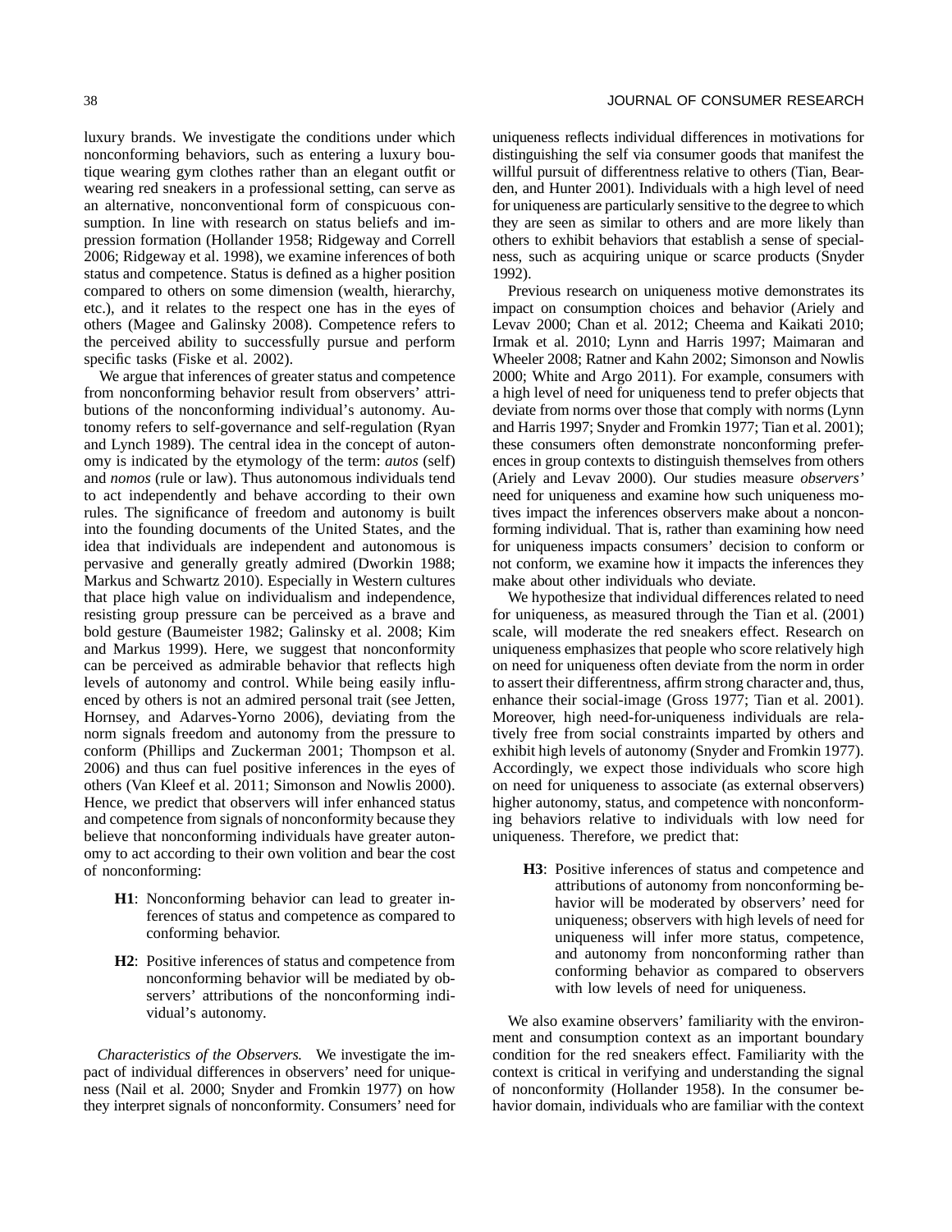luxury brands. We investigate the conditions under which nonconforming behaviors, such as entering a luxury boutique wearing gym clothes rather than an elegant outfit or wearing red sneakers in a professional setting, can serve as an alternative, nonconventional form of conspicuous consumption. In line with research on status beliefs and impression formation (Hollander 1958; Ridgeway and Correll 2006; Ridgeway et al. 1998), we examine inferences of both status and competence. Status is defined as a higher position compared to others on some dimension (wealth, hierarchy, etc.), and it relates to the respect one has in the eyes of others (Magee and Galinsky 2008). Competence refers to the perceived ability to successfully pursue and perform specific tasks (Fiske et al. 2002).

We argue that inferences of greater status and competence from nonconforming behavior result from observers' attributions of the nonconforming individual's autonomy. Autonomy refers to self-governance and self-regulation (Ryan and Lynch 1989). The central idea in the concept of autonomy is indicated by the etymology of the term: *autos* (self) and *nomos* (rule or law). Thus autonomous individuals tend to act independently and behave according to their own rules. The significance of freedom and autonomy is built into the founding documents of the United States, and the idea that individuals are independent and autonomous is pervasive and generally greatly admired (Dworkin 1988; Markus and Schwartz 2010). Especially in Western cultures that place high value on individualism and independence, resisting group pressure can be perceived as a brave and bold gesture (Baumeister 1982; Galinsky et al. 2008; Kim and Markus 1999). Here, we suggest that nonconformity can be perceived as admirable behavior that reflects high levels of autonomy and control. While being easily influenced by others is not an admired personal trait (see Jetten, Hornsey, and Adarves-Yorno 2006), deviating from the norm signals freedom and autonomy from the pressure to conform (Phillips and Zuckerman 2001; Thompson et al. 2006) and thus can fuel positive inferences in the eyes of others (Van Kleef et al. 2011; Simonson and Nowlis 2000). Hence, we predict that observers will infer enhanced status and competence from signals of nonconformity because they believe that nonconforming individuals have greater autonomy to act according to their own volition and bear the cost of nonconforming:

> **H1**: Nonconforming behavior can lead to greater inferences of status and competence as compared to conforming behavior.

> **H2**: Positive inferences of status and competence from nonconforming behavior will be mediated by observers' attributions of the nonconforming individual's autonomy.

*Characteristics of the Observers.* We investigate the impact of individual differences in observers' need for uniqueness (Nail et al. 2000; Snyder and Fromkin 1977) on how they interpret signals of nonconformity. Consumers' need for uniqueness reflects individual differences in motivations for distinguishing the self via consumer goods that manifest the willful pursuit of differentness relative to others (Tian, Bearden, and Hunter 2001). Individuals with a high level of need for uniqueness are particularly sensitive to the degree to which they are seen as similar to others and are more likely than others to exhibit behaviors that establish a sense of specialness, such as acquiring unique or scarce products (Snyder 1992).

Previous research on uniqueness motive demonstrates its impact on consumption choices and behavior (Ariely and Levav 2000; Chan et al. 2012; Cheema and Kaikati 2010; Irmak et al. 2010; Lynn and Harris 1997; Maimaran and Wheeler 2008; Ratner and Kahn 2002; Simonson and Nowlis 2000; White and Argo 2011). For example, consumers with a high level of need for uniqueness tend to prefer objects that deviate from norms over those that comply with norms (Lynn and Harris 1997; Snyder and Fromkin 1977; Tian et al. 2001); these consumers often demonstrate nonconforming preferences in group contexts to distinguish themselves from others (Ariely and Levav 2000). Our studies measure *observers'* need for uniqueness and examine how such uniqueness motives impact the inferences observers make about a nonconforming individual. That is, rather than examining how need for uniqueness impacts consumers' decision to conform or not conform, we examine how it impacts the inferences they make about other individuals who deviate.

We hypothesize that individual differences related to need for uniqueness, as measured through the Tian et al. (2001) scale, will moderate the red sneakers effect. Research on uniqueness emphasizes that people who score relatively high on need for uniqueness often deviate from the norm in order to assert their differentness, affirm strong character and, thus, enhance their social-image (Gross 1977; Tian et al. 2001). Moreover, high need-for-uniqueness individuals are relatively free from social constraints imparted by others and exhibit high levels of autonomy (Snyder and Fromkin 1977). Accordingly, we expect those individuals who score high on need for uniqueness to associate (as external observers) higher autonomy, status, and competence with nonconforming behaviors relative to individuals with low need for uniqueness. Therefore, we predict that:

> **H3**: Positive inferences of status and competence and attributions of autonomy from nonconforming behavior will be moderated by observers' need for uniqueness; observers with high levels of need for uniqueness will infer more status, competence, and autonomy from nonconforming rather than conforming behavior as compared to observers with low levels of need for uniqueness.

We also examine observers' familiarity with the environment and consumption context as an important boundary condition for the red sneakers effect. Familiarity with the context is critical in verifying and understanding the signal of nonconformity (Hollander 1958). In the consumer behavior domain, individuals who are familiar with the context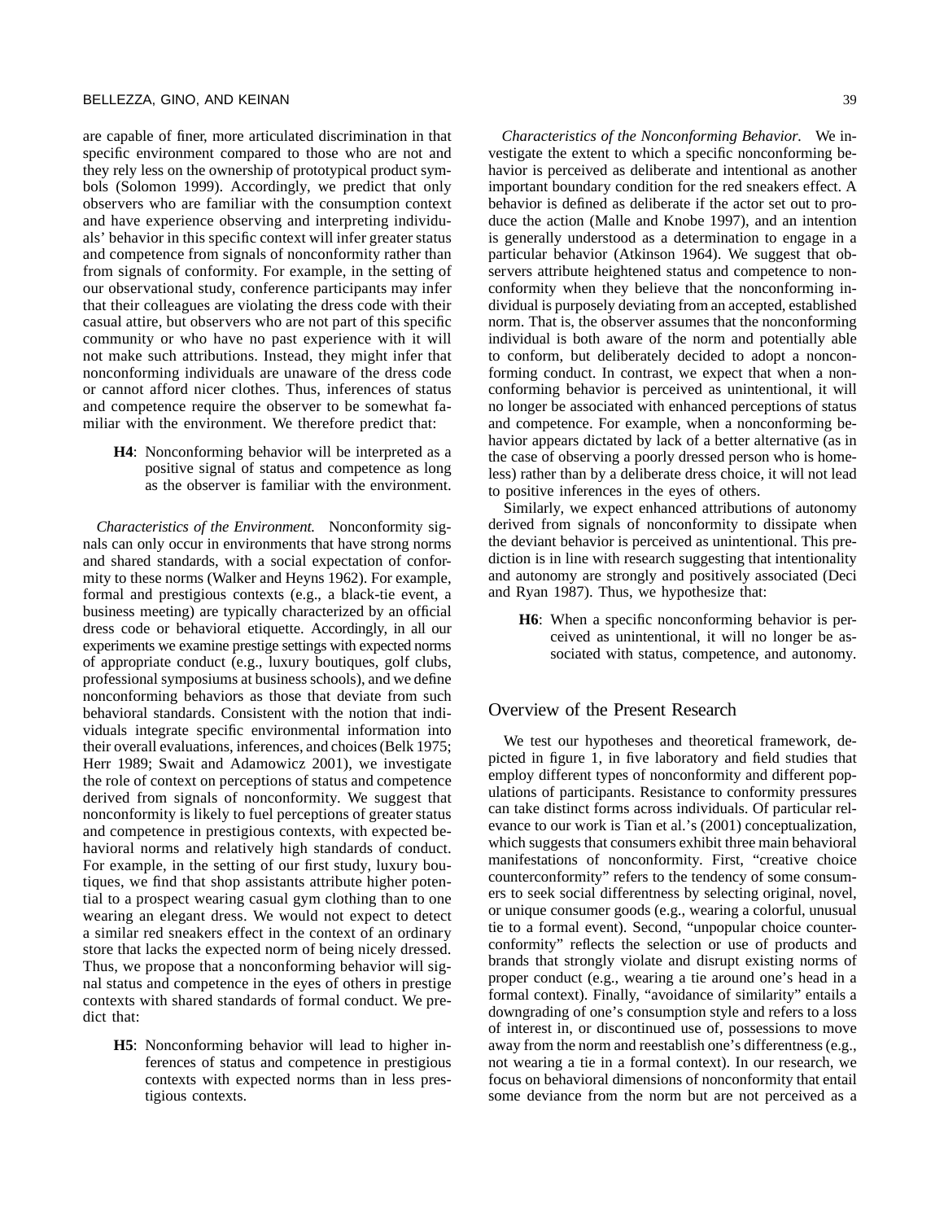are capable of finer, more articulated discrimination in that specific environment compared to those who are not and they rely less on the ownership of prototypical product symbols (Solomon 1999). Accordingly, we predict that only observers who are familiar with the consumption context and have experience observing and interpreting individuals' behavior in this specific context will infer greater status and competence from signals of nonconformity rather than from signals of conformity. For example, in the setting of our observational study, conference participants may infer that their colleagues are violating the dress code with their casual attire, but observers who are not part of this specific community or who have no past experience with it will not make such attributions. Instead, they might infer that nonconforming individuals are unaware of the dress code or cannot afford nicer clothes. Thus, inferences of status and competence require the observer to be somewhat familiar with the environment. We therefore predict that:

> **H4**: Nonconforming behavior will be interpreted as a positive signal of status and competence as long as the observer is familiar with the environment.

*Characteristics of the Environment.* Nonconformity signals can only occur in environments that have strong norms and shared standards, with a social expectation of conformity to these norms (Walker and Heyns 1962). For example, formal and prestigious contexts (e.g., a black-tie event, a business meeting) are typically characterized by an official dress code or behavioral etiquette. Accordingly, in all our experiments we examine prestige settings with expected norms of appropriate conduct (e.g., luxury boutiques, golf clubs, professional symposiums at business schools), and we define nonconforming behaviors as those that deviate from such behavioral standards. Consistent with the notion that individuals integrate specific environmental information into their overall evaluations, inferences, and choices (Belk 1975; Herr 1989; Swait and Adamowicz 2001), we investigate the role of context on perceptions of status and competence derived from signals of nonconformity. We suggest that nonconformity is likely to fuel perceptions of greater status and competence in prestigious contexts, with expected behavioral norms and relatively high standards of conduct. For example, in the setting of our first study, luxury boutiques, we find that shop assistants attribute higher potential to a prospect wearing casual gym clothing than to one wearing an elegant dress. We would not expect to detect a similar red sneakers effect in the context of an ordinary store that lacks the expected norm of being nicely dressed. Thus, we propose that a nonconforming behavior will signal status and competence in the eyes of others in prestige contexts with shared standards of formal conduct. We predict that:

> **H5**: Nonconforming behavior will lead to higher inferences of status and competence in prestigious contexts with expected norms than in less prestigious contexts.

*Characteristics of the Nonconforming Behavior.* We investigate the extent to which a specific nonconforming behavior is perceived as deliberate and intentional as another important boundary condition for the red sneakers effect. A behavior is defined as deliberate if the actor set out to produce the action (Malle and Knobe 1997), and an intention is generally understood as a determination to engage in a particular behavior (Atkinson 1964). We suggest that observers attribute heightened status and competence to nonconformity when they believe that the nonconforming individual is purposely deviating from an accepted, established norm. That is, the observer assumes that the nonconforming individual is both aware of the norm and potentially able to conform, but deliberately decided to adopt a nonconforming conduct. In contrast, we expect that when a nonconforming behavior is perceived as unintentional, it will no longer be associated with enhanced perceptions of status and competence. For example, when a nonconforming behavior appears dictated by lack of a better alternative (as in the case of observing a poorly dressed person who is homeless) rather than by a deliberate dress choice, it will not lead to positive inferences in the eyes of others.

Similarly, we expect enhanced attributions of autonomy derived from signals of nonconformity to dissipate when the deviant behavior is perceived as unintentional. This prediction is in line with research suggesting that intentionality and autonomy are strongly and positively associated (Deci and Ryan 1987). Thus, we hypothesize that:

> **H6**: When a specific nonconforming behavior is perceived as unintentional, it will no longer be associated with status, competence, and autonomy.

## Overview of the Present Research

We test our hypotheses and theoretical framework, depicted in figure 1, in five laboratory and field studies that employ different types of nonconformity and different populations of participants. Resistance to conformity pressures can take distinct forms across individuals. Of particular relevance to our work is Tian et al.'s (2001) conceptualization, which suggests that consumers exhibit three main behavioral manifestations of nonconformity. First, "creative choice counterconformity" refers to the tendency of some consumers to seek social differentness by selecting original, novel, or unique consumer goods (e.g., wearing a colorful, unusual tie to a formal event). Second, "unpopular choice counterconformity" reflects the selection or use of products and brands that strongly violate and disrupt existing norms of proper conduct (e.g., wearing a tie around one's head in a formal context). Finally, "avoidance of similarity" entails a downgrading of one's consumption style and refers to a loss of interest in, or discontinued use of, possessions to move away from the norm and reestablish one's differentness (e.g., not wearing a tie in a formal context). In our research, we focus on behavioral dimensions of nonconformity that entail some deviance from the norm but are not perceived as a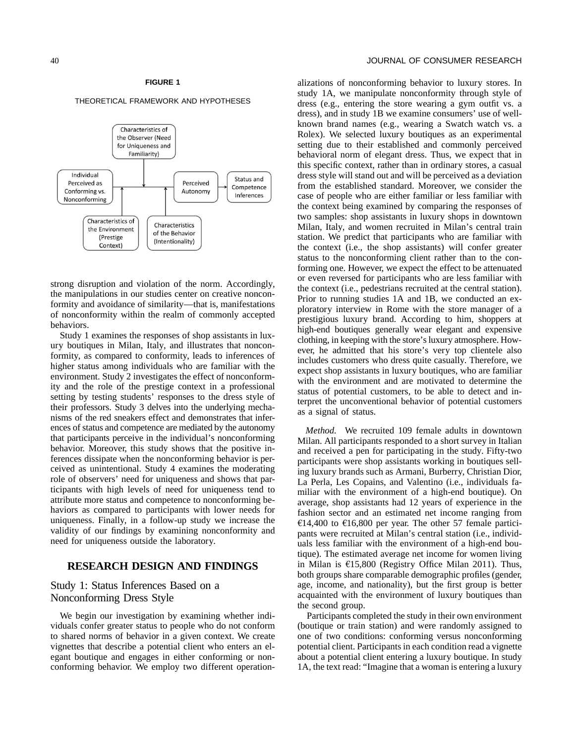**FIGURE 1**

THEORETICAL FRAMEWORK AND HYPOTHESES

strong disruption and violation of the norm. Accordingly, the manipulations in our studies center on creative nonconformity and avoidance of similarity—that is, manifestations of nonconformity within the realm of commonly accepted behaviors.

Study 1 examines the responses of shop assistants in luxury boutiques in Milan, Italy, and illustrates that nonconformity, as compared to conformity, leads to inferences of higher status among individuals who are familiar with the environment. Study 2 investigates the effect of nonconformity and the role of the prestige context in a professional setting by testing students' responses to the dress style of their professors. Study 3 delves into the underlying mechanisms of the red sneakers effect and demonstrates that inferences of status and competence are mediated by the autonomy that participants perceive in the individual's nonconforming behavior. Moreover, this study shows that the positive inferences dissipate when the nonconforming behavior is perceived as unintentional. Study 4 examines the moderating role of observers' need for uniqueness and shows that participants with high levels of need for uniqueness tend to attribute more status and competence to nonconforming behaviors as compared to participants with lower needs for uniqueness. Finally, in a follow-up study we increase the validity of our findings by examining nonconformity and need for uniqueness outside the laboratory.

## RESEARCH DESIGN AND FINDINGS

### Study 1: Status Inferences Based on a Nonconforming Dress Style

We begin our investigation by examining whether individuals confer greater status to people who do not conform to shared norms of behavior in a given context. We create vignettes that describe a potential client who enters an elegant boutique and engages in either conforming or nonconforming behavior. We employ two different operationalizations of nonconforming behavior to luxury stores. In study 1A, we manipulate nonconformity through style of dress (e.g., entering the store wearing a gym outfit vs. a dress), and in study 1B we examine consumers' use of well-known brand names (e.g., wearing a Swatch watch vs. a Rolex). We selected luxury boutiques as an experimental setting due to their established and commonly perceived behavioral norm of elegant dress. Thus, we expect that in this specific context, rather than in ordinary stores, a casual dress style will stand out and will be perceived as a deviation from the established standard. Moreover, we consider the case of people who are either familiar or less familiar with the context being examined by comparing the responses of two samples: shop assistants in luxury shops in downtown Milan, Italy, and women recruited in Milan's central train station. We predict that participants who are familiar with the context (i.e., the shop assistants) will confer greater status to the nonconforming client rather than to the conforming one. However, we expect the effect to be attenuated or even reversed for participants who are less familiar with the context (i.e., pedestrians recruited at the central station). Prior to running studies 1A and 1B, we conducted an exploratory interview in Rome with the store manager of a prestigious luxury brand. According to him, shoppers at high-end boutiques generally wear elegant and expensive clothing, in keeping with the store's luxury atmosphere. However, he admitted that his store's very top clientele also includes customers who dress quite casually. Therefore, we expect shop assistants in luxury boutiques, who are familiar with the environment and are motivated to determine the status of potential customers, to be able to detect and interpret the unconventional behavior of potential customers as a signal of status.

*Method.* We recruited 109 female adults in downtown Milan. All participants responded to a short survey in Italian and received a pen for participating in the study. Fifty-two participants were shop assistants working in boutiques selling luxury brands such as Armani, Burberry, Christian Dior, La Perla, Les Copains, and Valentino (i.e., individuals familiar with the environment of a high-end boutique). On average, shop assistants had 12 years of experience in the fashion sector and an estimated net income ranging from €14,400 to €16,800 per year. The other 57 female participants were recruited at Milan's central station (i.e., individuals less familiar with the environment of a high-end boutique). The estimated average net income for women living in Milan is €15,800 (Registry Office Milan 2011). Thus, both groups share comparable demographic profiles (gender, age, income, and nationality), but the first group is better acquainted with the environment of luxury boutiques than the second group.

Participants completed the study in their own environment (boutique or train station) and were randomly assigned to one of two conditions: conforming versus nonconforming potential client. Participants in each condition read a vignette about a potential client entering a luxury boutique. In study 1A, the text read: "Imagine that a woman is entering a luxury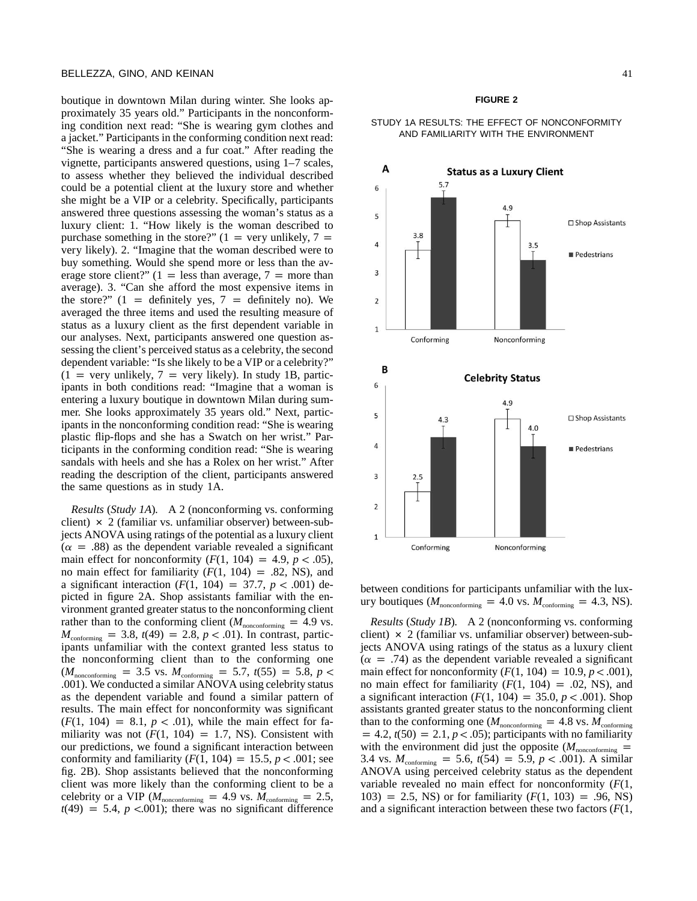boutique in downtown Milan during winter. She looks approximately 35 years old." Participants in the nonconforming condition next read: "She is wearing gym clothes and a jacket." Participants in the conforming condition next read: "She is wearing a dress and a fur coat." After reading the vignette, participants answered questions, using 1–7 scales, to assess whether they believed the individual described could be a potential client at the luxury store and whether she might be a VIP or a celebrity. Specifically, participants answered three questions assessing the woman's status as a luxury client: 1. "How likely is the woman described to purchase something in the store?" (1 = very unlikely, 7 = very likely). 2. "Imagine that the woman described were to buy something. Would she spend more or less than the average store client?" (1 = less than average, 7 = more than average). 3. "Can she afford the most expensive items in the store?" (1 = definitely yes, 7 = definitely no). We averaged the three items and used the resulting measure of status as a luxury client as the first dependent variable in our analyses. Next, participants answered one question assessing the client's perceived status as a celebrity, the second dependent variable: "Is she likely to be a VIP or a celebrity?" (1 = very unlikely, 7 = very likely). In study 1B, participants in both conditions read: "Imagine that a woman is entering a luxury boutique in downtown Milan during summer. She looks approximately 35 years old." Next, participants in the nonconforming condition read: "She is wearing plastic flip-flops and she has a Swatch on her wrist." Participants in the conforming condition read: "She is wearing sandals with heels and she has a Rolex on her wrist." After reading the description of the client, participants answered the same questions as in study 1A.

*Results* (*Study 1A*). A 2 (nonconforming vs. conforming client) × 2 (familiar vs. unfamiliar observer) between-subjects ANOVA using ratings of the potential as a luxury client ($\alpha = .88$) as the dependent variable revealed a significant main effect for nonconformity ($F(1, 104) = 4.9$, $p < .05$), no main effect for familiarity ($F(1, 104) = .82$, NS), and a significant interaction ($F(1, 104) = 37.7$, $p < .001$) depicted in figure 2A. Shop assistants familiar with the environment granted greater status to the nonconforming client rather than to the conforming client ($M_{\text{nonconforming}} = 4.9$ vs. $M_{\text{conforming}} = 3.8$, $t(49) = 2.8$, $p < .01$). In contrast, participants unfamiliar with the context granted less status to the nonconforming client than to the conforming one ($M_{\text{nonconforming}} = 3.5$ vs. $M_{\text{conforming}} = 5.7$, $t(55) = 5.8$, $p < .001$). We conducted a similar ANOVA using celebrity status as the dependent variable and found a similar pattern of results. The main effect for nonconformity was significant ($F(1, 104) = 8.1$, $p < .01$), while the main effect for familiarity was not ($F(1, 104) = 1.7$, NS). Consistent with our predictions, we found a significant interaction between conformity and familiarity ($F(1, 104) = 15.5$, $p < .001$; see fig. 2B). Shop assistants believed that the nonconforming client was more likely than the conforming client to be a celebrity or a VIP ($M_{\text{nonconforming}} = 4.9$ vs. $M_{\text{conforming}} = 2.5$, $t(49) = 5.4$, $p < .001$); there was no significant difference between conditions for participants unfamiliar with the luxury boutiques ($M_{\text{nonconforming}} = 4.0$ vs. $M_{\text{conforming}} = 4.3$, NS).

**FIGURE 2**

STUDY 1A RESULTS: THE EFFECT OF NONCONFORMITY AND FAMILIARITY WITH THE ENVIRONMENT

**A — Status as a Luxury Client**

| | Shop Assistants | Pedestrians |
|---|---|---|
| Conforming | 3.8 | 5.7 |
| Nonconforming | 4.9 | 3.5 |

**B — Celebrity Status**

| | Shop Assistants | Pedestrians |
|---|---|---|
| Conforming | 2.5 | 4.3 |
| Nonconforming | 4.9 | 4.0 |

*Results* (*Study 1B*). A 2 (nonconforming vs. conforming client) × 2 (familiar vs. unfamiliar observer) between-subjects ANOVA using ratings of the status as a luxury client ($\alpha = .74$) as the dependent variable revealed a significant main effect for nonconformity ($F(1, 104) = 10.9$, $p < .001$), no main effect for familiarity ($F(1, 104) = .02$, NS), and a significant interaction ($F(1, 104) = 35.0$, $p < .001$). Shop assistants granted greater status to the nonconforming client than to the conforming one ($M_{\text{nonconforming}} = 4.8$ vs. $M_{\text{conforming}} = 4.2$, $t(50) = 2.1$, $p < .05$); participants with no familiarity with the environment did just the opposite ($M_{\text{nonconforming}} = 3.4$ vs. $M_{\text{conforming}} = 5.6$, $t(54) = 5.9$, $p < .001$). A similar ANOVA using perceived celebrity status as the dependent variable revealed no main effect for nonconformity ($F(1, 103) = 2.5$, NS) or for familiarity ($F(1, 103) = .96$, NS) and a significant interaction between these two factors ($F(1,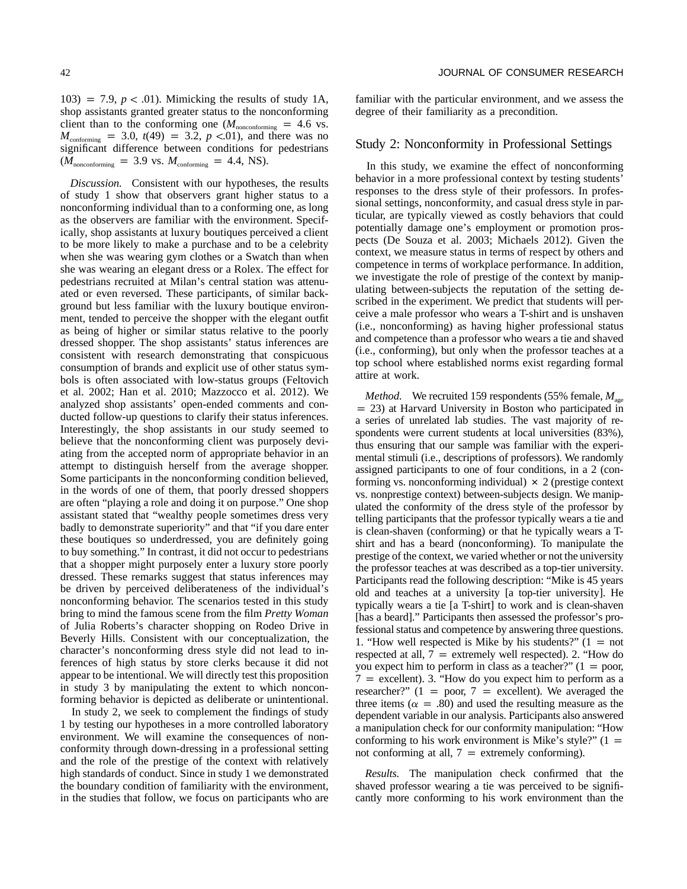103) = 7.9, $p < .01$). Mimicking the results of study 1A, shop assistants granted greater status to the nonconforming client than to the conforming one ($M_{\text{nonconforming}} = 4.6$ vs. $M_{\text{conforming}} = 3.0$, $t(49) = 3.2$, $p < .01$), and there was no significant difference between conditions for pedestrians ($M_{\text{nonconforming}} = 3.9$ vs. $M_{\text{conforming}} = 4.4$, NS).

*Discussion.* Consistent with our hypotheses, the results of study 1 show that observers grant higher status to a nonconforming individual than to a conforming one, as long as the observers are familiar with the environment. Specifically, shop assistants at luxury boutiques perceived a client to be more likely to make a purchase and to be a celebrity when she was wearing gym clothes or a Swatch than when she was wearing an elegant dress or a Rolex. The effect for pedestrians recruited at Milan's central station was attenuated or even reversed. These participants, of similar background but less familiar with the luxury boutique environment, tended to perceive the shopper with the elegant outfit as being of higher or similar status relative to the poorly dressed shopper. The shop assistants' status inferences are consistent with research demonstrating that conspicuous consumption of brands and explicit use of other status symbols is often associated with low-status groups (Feltovich et al. 2002; Han et al. 2010; Mazzocco et al. 2012). We analyzed shop assistants' open-ended comments and conducted follow-up questions to clarify their status inferences. Interestingly, the shop assistants in our study seemed to believe that the nonconforming client was purposely deviating from the accepted norm of appropriate behavior in an attempt to distinguish herself from the average shopper. Some participants in the nonconforming condition believed, in the words of one of them, that poorly dressed shoppers are often "playing a role and doing it on purpose." One shop assistant stated that "wealthy people sometimes dress very badly to demonstrate superiority" and that "if you dare enter these boutiques so underdressed, you are definitely going to buy something." In contrast, it did not occur to pedestrians that a shopper might purposely enter a luxury store poorly dressed. These remarks suggest that status inferences may be driven by perceived deliberateness of the individual's nonconforming behavior. The scenarios tested in this study bring to mind the famous scene from the film *Pretty Woman* of Julia Roberts's character shopping on Rodeo Drive in Beverly Hills. Consistent with our conceptualization, the character's nonconforming dress style did not lead to inferences of high status by store clerks because it did not appear to be intentional. We will directly test this proposition in study 3 by manipulating the extent to which nonconforming behavior is depicted as deliberate or unintentional.

In study 2, we seek to complement the findings of study 1 by testing our hypotheses in a more controlled laboratory environment. We will examine the consequences of nonconformity through down-dressing in a professional setting and the role of the prestige of the context with relatively high standards of conduct. Since in study 1 we demonstrated the boundary condition of familiarity with the environment, in the studies that follow, we focus on participants who are familiar with the particular environment, and we assess the degree of their familiarity as a precondition.

## Study 2: Nonconformity in Professional Settings

In this study, we examine the effect of nonconforming behavior in a more professional context by testing students' responses to the dress style of their professors. In professional settings, nonconformity, and casual dress style in particular, are typically viewed as costly behaviors that could potentially damage one's employment or promotion prospects (De Souza et al. 2003; Michaels 2012). Given the context, we measure status in terms of respect by others and competence in terms of workplace performance. In addition, we investigate the role of prestige of the context by manipulating between-subjects the reputation of the setting described in the experiment. We predict that students will perceive a male professor who wears a T-shirt and is unshaven (i.e., nonconforming) as having higher professional status and competence than a professor who wears a tie and shaved (i.e., conforming), but only when the professor teaches at a top school where established norms exist regarding formal attire at work.

*Method.* We recruited 159 respondents (55% female, $M_{\text{age}} = 23$) at Harvard University in Boston who participated in a series of unrelated lab studies. The vast majority of respondents were current students at local universities (83%), thus ensuring that our sample was familiar with the experimental stimuli (i.e., descriptions of professors). We randomly assigned participants to one of four conditions, in a 2 (conforming vs. nonconforming individual) × 2 (prestige context vs. nonprestige context) between-subjects design. We manipulated the conformity of the dress style of the professor by telling participants that the professor typically wears a tie and is clean-shaven (conforming) or that he typically wears a T-shirt and has a beard (nonconforming). To manipulate the prestige of the context, we varied whether or not the university the professor teaches at was described as a top-tier university. Participants read the following description: "Mike is 45 years old and teaches at a university [a top-tier university]. He typically wears a tie [a T-shirt] to work and is clean-shaven [has a beard]." Participants then assessed the professor's professional status and competence by answering three questions. 1. "How well respected is Mike by his students?" (1 = not respected at all, 7 = extremely well respected). 2. "How do you expect him to perform in class as a teacher?" (1 = poor, 7 = excellent). 3. "How do you expect him to perform as a researcher?" (1 = poor, 7 = excellent). We averaged the three items ($\alpha = .80$) and used the resulting measure as the dependent variable in our analysis. Participants also answered a manipulation check for our conformity manipulation: "How conforming to his work environment is Mike's style?" (1 = not conforming at all, 7 = extremely conforming).

*Results.* The manipulation check confirmed that the shaved professor wearing a tie was perceived to be significantly more conforming to his work environment than the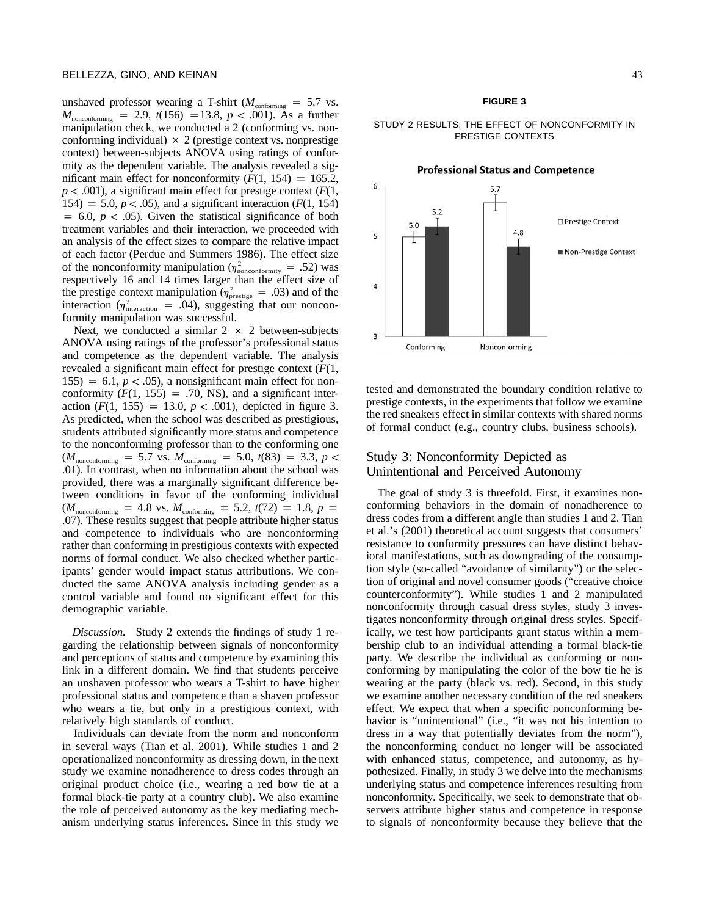unshaved professor wearing a T-shirt ($M_{conforming} = 5.7$ vs. $M_{nonconforming} = 2.9$, $t(156) = 13.8$, $p < .001$). As a further manipulation check, we conducted a 2 (conforming vs. nonconforming individual) × 2 (prestige context vs. nonprestige context) between-subjects ANOVA using ratings of conformity as the dependent variable. The analysis revealed a significant main effect for nonconformity ($F(1, 154) = 165.2$, $p < .001$), a significant main effect for prestige context ($F(1, 154) = 5.0$, $p < .05$), and a significant interaction ($F(1, 154) = 6.0$, $p < .05$). Given the statistical significance of both treatment variables and their interaction, we proceeded with an analysis of the effect sizes to compare the relative impact of each factor (Perdue and Summers 1986). The effect size of the nonconformity manipulation ($\eta^2_{nonconformity} = .52$) was respectively 16 and 14 times larger than the effect size of the prestige context manipulation ($\eta^2_{prestige} = .03$) and of the interaction ($\eta^2_{interaction} = .04$), suggesting that our nonconformity manipulation was successful.

Next, we conducted a similar 2 × 2 between-subjects ANOVA using ratings of the professor's professional status and competence as the dependent variable. The analysis revealed a significant main effect for prestige context ($F(1, 155) = 6.1$, $p < .05$), a nonsignificant main effect for nonconformity ($F(1, 155) = .70$, NS), and a significant interaction ($F(1, 155) = 13.0$, $p < .001$), depicted in figure 3. As predicted, when the school was described as prestigious, students attributed significantly more status and competence to the nonconforming professor than to the conforming one ($M_{nonconforming} = 5.7$ vs. $M_{conforming} = 5.0$, $t(83) = 3.3$, $p < .01$). In contrast, when no information about the school was provided, there was a marginally significant difference between conditions in favor of the conforming individual ($M_{nonconforming} = 4.8$ vs. $M_{conforming} = 5.2$, $t(72) = 1.8$, $p = .07$). These results suggest that people attribute higher status and competence to individuals who are nonconforming rather than conforming in prestigious contexts with expected norms of formal conduct. We also checked whether participants' gender would impact status attributions. We conducted the same ANOVA analysis including gender as a control variable and found no significant effect for this demographic variable.

*Discussion.* Study 2 extends the findings of study 1 regarding the relationship between signals of nonconformity and perceptions of status and competence by examining this link in a different domain. We find that students perceive an unshaven professor who wears a T-shirt to have higher professional status and competence than a shaven professor who wears a tie, but only in a prestigious context, with relatively high standards of conduct.

Individuals can deviate from the norm and nonconform in several ways (Tian et al. 2001). While studies 1 and 2 operationalized nonconformity as dressing down, in the next study we examine nonadherence to dress codes through an original product choice (i.e., wearing a red bow tie at a formal black-tie party at a country club). We also examine the role of perceived autonomy as the key mediating mechanism underlying status inferences. Since in this study we tested and demonstrated the boundary condition relative to prestige contexts, in the experiments that follow we examine the red sneakers effect in similar contexts with shared norms of formal conduct (e.g., country clubs, business schools).

**FIGURE 3**

STUDY 2 RESULTS: THE EFFECT OF NONCONFORMITY IN PRESTIGE CONTEXTS

**Professional Status and Competence**

| | Prestige Context | Non-Prestige Context |
|---|---|---|
| Conforming | 5.0 | 5.2 |
| Nonconforming | 5.7 | 4.8 |

## Study 3: Nonconformity Depicted as Unintentional and Perceived Autonomy

The goal of study 3 is threefold. First, it examines nonconforming behaviors in the domain of nonadherence to dress codes from a different angle than studies 1 and 2. Tian et al.'s (2001) theoretical account suggests that consumers' resistance to conformity pressures can have distinct behavioral manifestations, such as downgrading of the consumption style (so-called "avoidance of similarity") or the selection of original and novel consumer goods ("creative choice counterconformity"). While studies 1 and 2 manipulated nonconformity through casual dress styles, study 3 investigates nonconformity through original dress styles. Specifically, we test how participants grant status within a membership club to an individual attending a formal black-tie party. We describe the individual as conforming or nonconforming by manipulating the color of the bow tie he is wearing at the party (black vs. red). Second, in this study we examine another necessary condition of the red sneakers effect. We expect that when a specific nonconforming behavior is "unintentional" (i.e., "it was not his intention to dress in a way that potentially deviates from the norm"), the nonconforming conduct no longer will be associated with enhanced status, competence, and autonomy, as hypothesized. Finally, in study 3 we delve into the mechanisms underlying status and competence inferences resulting from nonconformity. Specifically, we seek to demonstrate that observers attribute higher status and competence in response to signals of nonconformity because they believe that the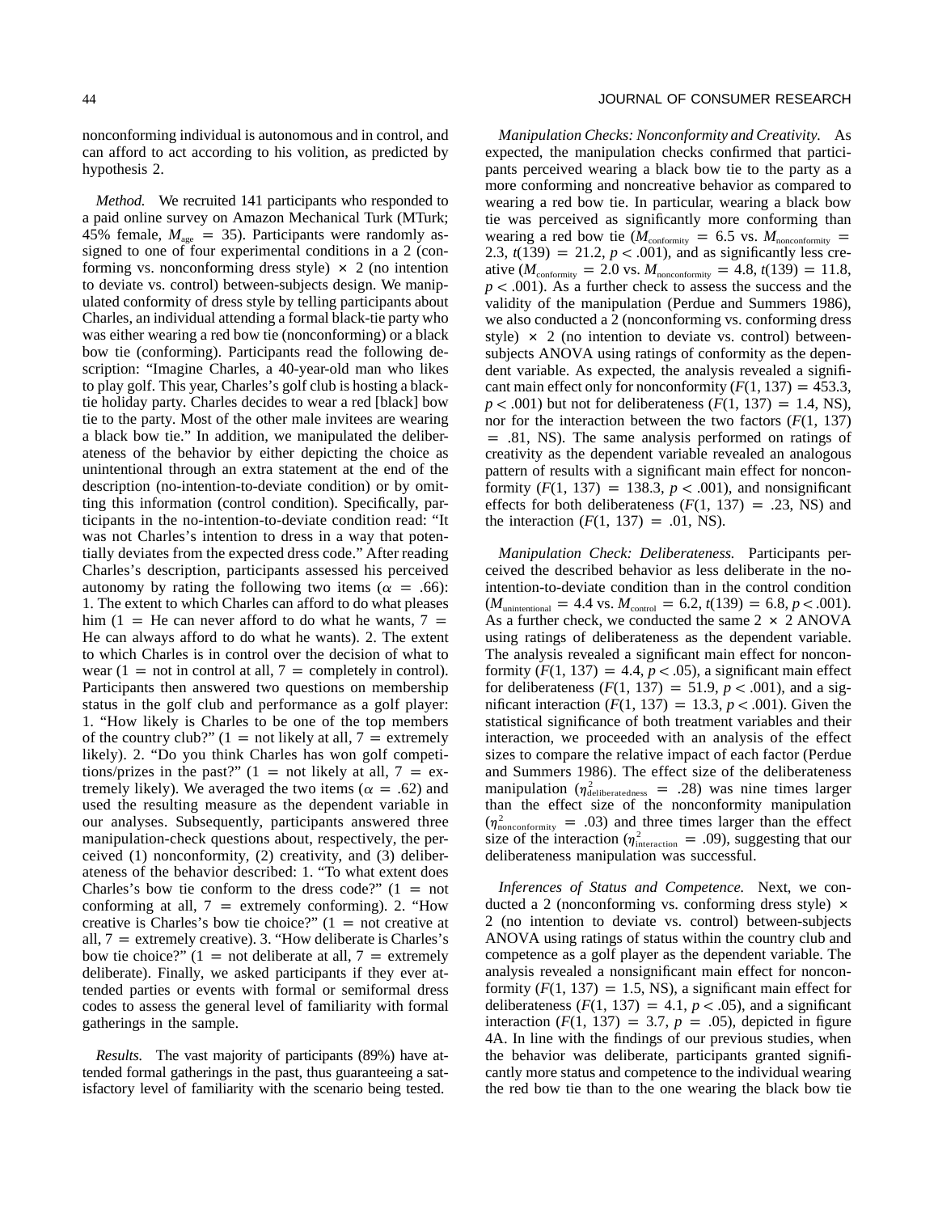nonconforming individual is autonomous and in control, and can afford to act according to his volition, as predicted by hypothesis 2.

*Method.* We recruited 141 participants who responded to a paid online survey on Amazon Mechanical Turk (MTurk; 45% female, $M_{age} = 35$). Participants were randomly assigned to one of four experimental conditions in a 2 (conforming vs. nonconforming dress style) × 2 (no intention to deviate vs. control) between-subjects design. We manipulated conformity of dress style by telling participants about Charles, an individual attending a formal black-tie party who was either wearing a red bow tie (nonconforming) or a black bow tie (conforming). Participants read the following description: "Imagine Charles, a 40-year-old man who likes to play golf. This year, Charles's golf club is hosting a black-tie holiday party. Charles decides to wear a red [black] bow tie to the party. Most of the other male invitees are wearing a black bow tie." In addition, we manipulated the deliberateness of the behavior by either depicting the choice as unintentional through an extra statement at the end of the description (no-intention-to-deviate condition) or by omitting this information (control condition). Specifically, participants in the no-intention-to-deviate condition read: "It was not Charles's intention to dress in a way that potentially deviates from the expected dress code." After reading Charles's description, participants assessed his perceived autonomy by rating the following two items ($\alpha = .66$): 1. The extent to which Charles can afford to do what pleases him (1 = He can never afford to do what he wants, 7 = He can always afford to do what he wants). 2. The extent to which Charles is in control over the decision of what to wear (1 = not in control at all, 7 = completely in control). Participants then answered two questions on membership status in the golf club and performance as a golf player: 1. "How likely is Charles to be one of the top members of the country club?" (1 = not likely at all, 7 = extremely likely). 2. "Do you think Charles has won golf competitions/prizes in the past?" (1 = not likely at all, 7 = extremely likely). We averaged the two items ($\alpha = .62$) and used the resulting measure as the dependent variable in our analyses. Subsequently, participants answered three manipulation-check questions about, respectively, the perceived (1) nonconformity, (2) creativity, and (3) deliberateness of the behavior described: 1. "To what extent does Charles's bow tie conform to the dress code?" (1 = not conforming at all, 7 = extremely conforming). 2. "How creative is Charles's bow tie choice?" (1 = not creative at all, 7 = extremely creative). 3. "How deliberate is Charles's bow tie choice?" (1 = not deliberate at all, 7 = extremely deliberate). Finally, we asked participants if they ever attended parties or events with formal or semiformal dress codes to assess the general level of familiarity with formal gatherings in the sample.

*Results.* The vast majority of participants (89%) have attended formal gatherings in the past, thus guaranteeing a satisfactory level of familiarity with the scenario being tested.

*Manipulation Checks: Nonconformity and Creativity.* As expected, the manipulation checks confirmed that participants perceived wearing a black bow tie to the party as a more conforming and noncreative behavior as compared to wearing a red bow tie. In particular, wearing a black bow tie was perceived as significantly more conforming than wearing a red bow tie ($M_{conformity} = 6.5$ vs. $M_{nonconformity} = 2.3$, $t(139) = 21.2$, $p < .001$), and as significantly less creative ($M_{conformity} = 2.0$ vs. $M_{nonconformity} = 4.8$, $t(139) = 11.8$, $p < .001$). As a further check to assess the success and the validity of the manipulation (Perdue and Summers 1986), we also conducted a 2 (nonconforming vs. conforming dress style) × 2 (no intention to deviate vs. control) between-subjects ANOVA using ratings of conformity as the dependent variable. As expected, the analysis revealed a significant main effect only for nonconformity ($F(1, 137) = 453.3$, $p < .001$) but not for deliberateness ($F(1, 137) = 1.4$, NS), nor for the interaction between the two factors ($F(1, 137) = .81$, NS). The same analysis performed on ratings of creativity as the dependent variable revealed an analogous pattern of results with a significant main effect for nonconformity ($F(1, 137) = 138.3$, $p < .001$), and nonsignificant effects for both deliberateness ($F(1, 137) = .23$, NS) and the interaction ($F(1, 137) = .01$, NS).

*Manipulation Check: Deliberateness.* Participants perceived the described behavior as less deliberate in the no-intention-to-deviate condition than in the control condition ($M_{unintentional} = 4.4$ vs. $M_{control} = 6.2$, $t(139) = 6.8$, $p < .001$). As a further check, we conducted the same 2 × 2 ANOVA using ratings of deliberateness as the dependent variable. The analysis revealed a significant main effect for nonconformity ($F(1, 137) = 4.4$, $p < .05$), a significant main effect for deliberateness ($F(1, 137) = 51.9$, $p < .001$), and a significant interaction ($F(1, 137) = 13.3$, $p < .001$). Given the statistical significance of both treatment variables and their interaction, we proceeded with an analysis of the effect sizes to compare the relative impact of each factor (Perdue and Summers 1986). The effect size of the deliberateness manipulation ($\eta^2_{deliberatedness} = .28$) was nine times larger than the effect size of the nonconformity manipulation ($\eta^2_{nonconformity} = .03$) and three times larger than the effect size of the interaction ($\eta^2_{interaction} = .09$), suggesting that our deliberateness manipulation was successful.

*Inferences of Status and Competence.* Next, we conducted a 2 (nonconforming vs. conforming dress style) × 2 (no intention to deviate vs. control) between-subjects ANOVA using ratings of status within the country club and competence as a golf player as the dependent variable. The analysis revealed a nonsignificant main effect for nonconformity ($F(1, 137) = 1.5$, NS), a significant main effect for deliberateness ($F(1, 137) = 4.1$, $p < .05$), and a significant interaction ($F(1, 137) = 3.7$, $p = .05$), depicted in figure 4A. In line with the findings of our previous studies, when the behavior was deliberate, participants granted significantly more status and competence to the individual wearing the red bow tie than to the one wearing the black bow tie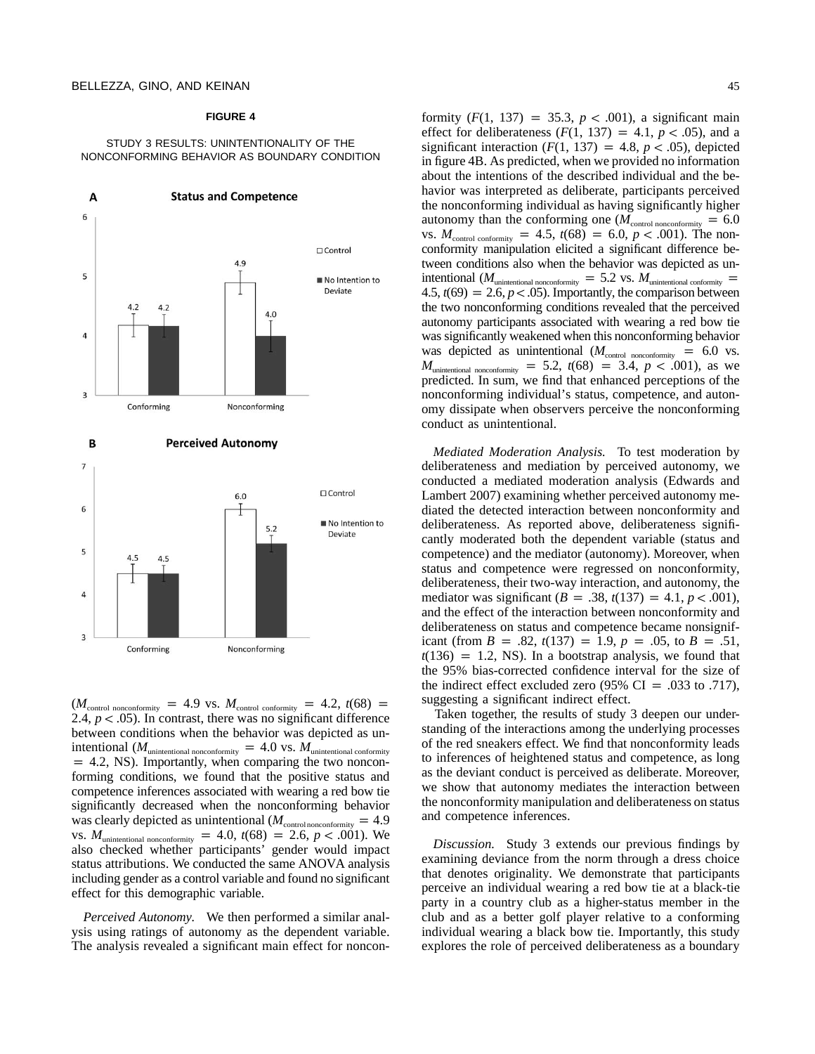**FIGURE 4**

STUDY 3 RESULTS: UNINTENTIONALITY OF THE NONCONFORMING BEHAVIOR AS BOUNDARY CONDITION

**A** **Status and Competence**

| | Control | No Intention to Deviate |
|---|---|---|
| Conforming | 4.2 | 4.2 |
| Nonconforming | 4.9 | 4.0 |

**B** **Perceived Autonomy**

| | Control | No Intention to Deviate |
|---|---|---|
| Conforming | 4.5 | 4.5 |
| Nonconforming | 6.0 | 5.2 |

($M_{\text{control nonconformity}}$ = 4.9 vs. $M_{\text{control conformity}}$ = 4.2, $t(68)$ = 2.4, $p < .05$). In contrast, there was no significant difference between conditions when the behavior was depicted as unintentional ($M_{\text{unintentional nonconformity}}$ = 4.0 vs. $M_{\text{unintentional conformity}}$ = 4.2, NS). Importantly, when comparing the two nonconforming conditions, we found that the positive status and competence inferences associated with wearing a red bow tie significantly decreased when the nonconforming behavior was clearly depicted as unintentional ($M_{\text{control nonconformity}}$ = 4.9 vs. $M_{\text{unintentional nonconformity}}$ = 4.0, $t(68)$ = 2.6, $p < .001$). We also checked whether participants' gender would impact status attributions. We conducted the same ANOVA analysis including gender as a control variable and found no significant effect for this demographic variable.

*Perceived Autonomy.* We then performed a similar analysis using ratings of autonomy as the dependent variable. The analysis revealed a significant main effect for nonconformity ($F(1, 137)$ = 35.3, $p < .001$), a significant main effect for deliberateness ($F(1, 137)$ = 4.1, $p < .05$), and a significant interaction ($F(1, 137)$ = 4.8, $p < .05$), depicted in figure 4B. As predicted, when we provided no information about the intentions of the described individual and the behavior was interpreted as deliberate, participants perceived the nonconforming individual as having significantly higher autonomy than the conforming one ($M_{\text{control nonconformity}}$ = 6.0 vs. $M_{\text{control conformity}}$ = 4.5, $t(68)$ = 6.0, $p < .001$). The nonconformity manipulation elicited a significant difference between conditions also when the behavior was depicted as unintentional ($M_{\text{unintentional nonconformity}}$ = 5.2 vs. $M_{\text{unintentional conformity}}$ = 4.5, $t(69)$ = 2.6, $p < .05$). Importantly, the comparison between the two nonconforming conditions revealed that the perceived autonomy participants associated with wearing a red bow tie was significantly weakened when this nonconforming behavior was depicted as unintentional ($M_{\text{control nonconformity}}$ = 6.0 vs. $M_{\text{unintentional nonconformity}}$ = 5.2, $t(68)$ = 3.4, $p < .001$), as we predicted. In sum, we find that enhanced perceptions of the nonconforming individual's status, competence, and autonomy dissipate when observers perceive the nonconforming conduct as unintentional.

*Mediated Moderation Analysis.* To test moderation by deliberateness and mediation by perceived autonomy, we conducted a mediated moderation analysis (Edwards and Lambert 2007) examining whether perceived autonomy mediated the detected interaction between nonconformity and deliberateness. As reported above, deliberateness significantly moderated both the dependent variable (status and competence) and the mediator (autonomy). Moreover, when status and competence were regressed on nonconformity, deliberateness, their two-way interaction, and autonomy, the mediator was significant ($B$ = .38, $t(137)$ = 4.1, $p < .001$), and the effect of the interaction between nonconformity and deliberateness on status and competence became nonsignificant (from $B$ = .82, $t(137)$ = 1.9, $p$ = .05, to $B$ = .51, $t(136)$ = 1.2, NS). In a bootstrap analysis, we found that the 95% bias-corrected confidence interval for the size of the indirect effect excluded zero (95% CI = .033 to .717), suggesting a significant indirect effect.

Taken together, the results of study 3 deepen our understanding of the interactions among the underlying processes of the red sneakers effect. We find that nonconformity leads to inferences of heightened status and competence, as long as the deviant conduct is perceived as deliberate. Moreover, we show that autonomy mediates the interaction between the nonconformity manipulation and deliberateness on status and competence inferences.

*Discussion.* Study 3 extends our previous findings by examining deviance from the norm through a dress choice that denotes originality. We demonstrate that participants perceive an individual wearing a red bow tie at a black-tie party in a country club as a higher-status member in the club and as a better golf player relative to a conforming individual wearing a black bow tie. Importantly, this study explores the role of perceived deliberateness as a boundary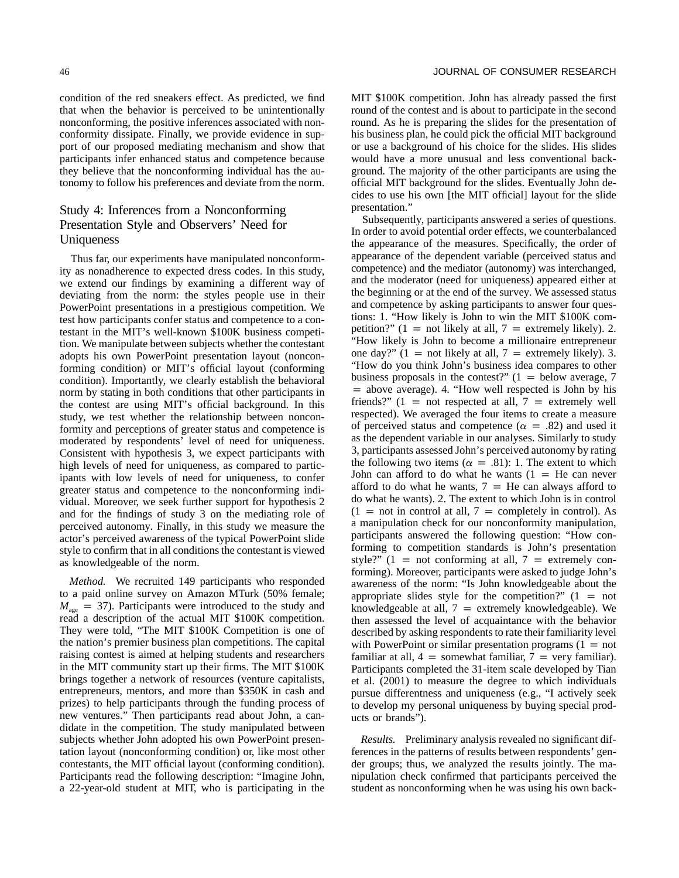condition of the red sneakers effect. As predicted, we find that when the behavior is perceived to be unintentionally nonconforming, the positive inferences associated with nonconformity dissipate. Finally, we provide evidence in support of our proposed mediating mechanism and show that participants infer enhanced status and competence because they believe that the nonconforming individual has the autonomy to follow his preferences and deviate from the norm.

## Study 4: Inferences from a Nonconforming Presentation Style and Observers' Need for Uniqueness

Thus far, our experiments have manipulated nonconformity as nonadherence to expected dress codes. In this study, we extend our findings by examining a different way of deviating from the norm: the styles people use in their PowerPoint presentations in a prestigious competition. We test how participants confer status and competence to a contestant in the MIT's well-known \$100K business competition. We manipulate between subjects whether the contestant adopts his own PowerPoint presentation layout (nonconforming condition) or MIT's official layout (conforming condition). Importantly, we clearly establish the behavioral norm by stating in both conditions that other participants in the contest are using MIT's official background. In this study, we test whether the relationship between nonconformity and perceptions of greater status and competence is moderated by respondents' level of need for uniqueness. Consistent with hypothesis 3, we expect participants with high levels of need for uniqueness, as compared to participants with low levels of need for uniqueness, to confer greater status and competence to the nonconforming individual. Moreover, we seek further support for hypothesis 2 and for the findings of study 3 on the mediating role of perceived autonomy. Finally, in this study we measure the actor's perceived awareness of the typical PowerPoint slide style to confirm that in all conditions the contestant is viewed as knowledgeable of the norm.

*Method.* We recruited 149 participants who responded to a paid online survey on Amazon MTurk (50% female; $M_{age} = 37$). Participants were introduced to the study and read a description of the actual MIT \$100K competition. They were told, "The MIT \$100K Competition is one of the nation's premier business plan competitions. The capital raising contest is aimed at helping students and researchers in the MIT community start up their firms. The MIT \$100K brings together a network of resources (venture capitalists, entrepreneurs, mentors, and more than \$350K in cash and prizes) to help participants through the funding process of new ventures." Then participants read about John, a candidate in the competition. The study manipulated between subjects whether John adopted his own PowerPoint presentation layout (nonconforming condition) or, like most other contestants, the MIT official layout (conforming condition). Participants read the following description: "Imagine John, a 22-year-old student at MIT, who is participating in the MIT \$100K competition. John has already passed the first round of the contest and is about to participate in the second round. As he is preparing the slides for the presentation of his business plan, he could pick the official MIT background or use a background of his choice for the slides. His slides would have a more unusual and less conventional background. The majority of the other participants are using the official MIT background for the slides. Eventually John decides to use his own [the MIT official] layout for the slide presentation."

Subsequently, participants answered a series of questions. In order to avoid potential order effects, we counterbalanced the appearance of the measures. Specifically, the order of appearance of the dependent variable (perceived status and competence) and the mediator (autonomy) was interchanged, and the moderator (need for uniqueness) appeared either at the beginning or at the end of the survey. We assessed status and competence by asking participants to answer four questions: 1. "How likely is John to win the MIT \$100K competition?" (1 = not likely at all, 7 = extremely likely). 2. "How likely is John to become a millionaire entrepreneur one day?" (1 = not likely at all, 7 = extremely likely). 3. "How do you think John's business idea compares to other business proposals in the contest?" (1 = below average, 7 = above average). 4. "How well respected is John by his friends?" (1 = not respected at all, 7 = extremely well respected). We averaged the four items to create a measure of perceived status and competence ($\alpha = .82$) and used it as the dependent variable in our analyses. Similarly to study 3, participants assessed John's perceived autonomy by rating the following two items ($\alpha = .81$): 1. The extent to which John can afford to do what he wants (1 = He can never afford to do what he wants, 7 = He can always afford to do what he wants). 2. The extent to which John is in control (1 = not in control at all, 7 = completely in control). As a manipulation check for our nonconformity manipulation, participants answered the following question: "How conforming to competition standards is John's presentation style?" (1 = not conforming at all, 7 = extremely conforming). Moreover, participants were asked to judge John's awareness of the norm: "Is John knowledgeable about the appropriate slides style for the competition?" (1 = not knowledgeable at all, 7 = extremely knowledgeable). We then assessed the level of acquaintance with the behavior described by asking respondents to rate their familiarity level with PowerPoint or similar presentation programs (1 = not familiar at all, 4 = somewhat familiar, 7 = very familiar). Participants completed the 31-item scale developed by Tian et al. (2001) to measure the degree to which individuals pursue differentness and uniqueness (e.g., "I actively seek to develop my personal uniqueness by buying special products or brands").

*Results.* Preliminary analysis revealed no significant differences in the patterns of results between respondents' gender groups; thus, we analyzed the results jointly. The manipulation check confirmed that participants perceived the student as nonconforming when he was using his own back-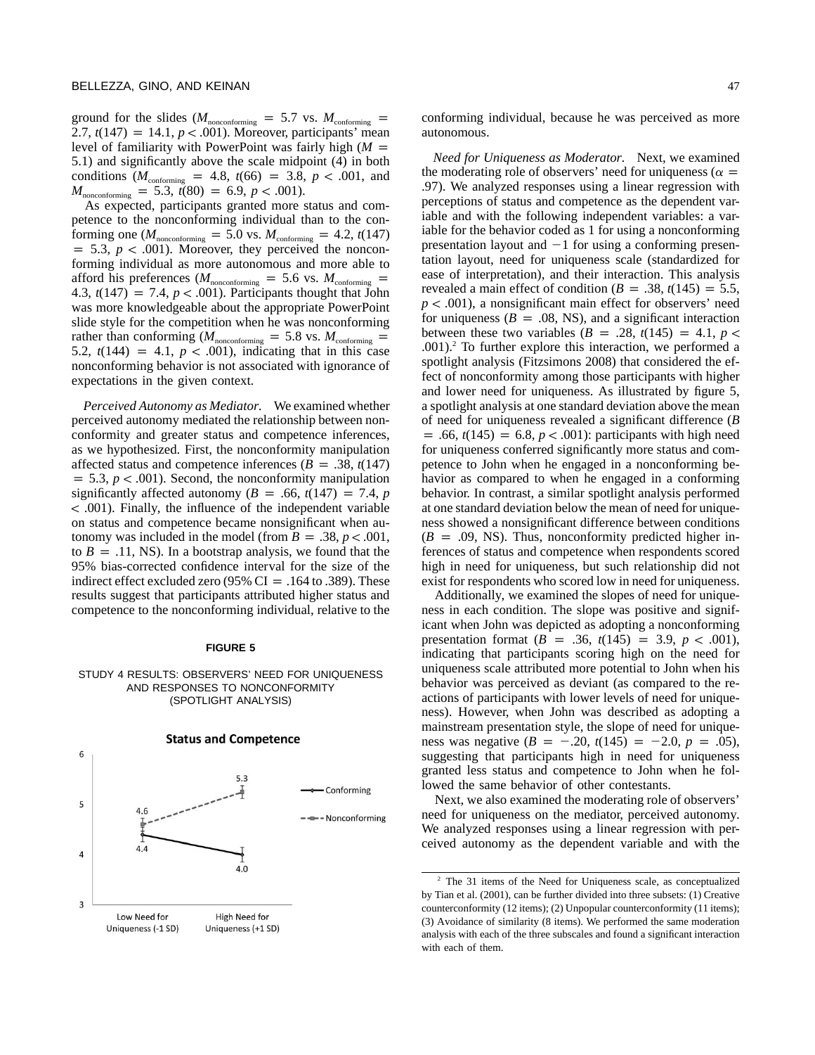ground for the slides ($M_{nonconforming} = 5.7$ vs. $M_{conforming} = 2.7$, $t(147) = 14.1$, $p < .001$). Moreover, participants' mean level of familiarity with PowerPoint was fairly high ($M = 5.1$) and significantly above the scale midpoint (4) in both conditions ($M_{conforming} = 4.8$, $t(66) = 3.8$, $p < .001$, and $M_{nonconforming} = 5.3$, $t(80) = 6.9$, $p < .001$).

As expected, participants granted more status and competence to the nonconforming individual than to the conforming one ($M_{nonconforming} = 5.0$ vs. $M_{conforming} = 4.2$, $t(147) = 5.3$, $p < .001$). Moreover, they perceived the nonconforming individual as more autonomous and more able to afford his preferences ($M_{nonconforming} = 5.6$ vs. $M_{conforming} = 4.3$, $t(147) = 7.4$, $p < .001$). Participants thought that John was more knowledgeable about the appropriate PowerPoint slide style for the competition when he was nonconforming rather than conforming ($M_{nonconforming} = 5.8$ vs. $M_{conforming} = 5.2$, $t(144) = 4.1$, $p < .001$), indicating that in this case nonconforming behavior is not associated with ignorance of expectations in the given context.

*Perceived Autonomy as Mediator.* We examined whether perceived autonomy mediated the relationship between nonconformity and greater status and competence inferences, as we hypothesized. First, the nonconformity manipulation affected status and competence inferences ($B = .38$, $t(147) = 5.3$, $p < .001$). Second, the nonconformity manipulation significantly affected autonomy ($B = .66$, $t(147) = 7.4$, $p < .001$). Finally, the influence of the independent variable on status and competence became nonsignificant when autonomy was included in the model (from $B = .38$, $p < .001$, to $B = .11$, NS). In a bootstrap analysis, we found that the 95% bias-corrected confidence interval for the size of the indirect effect excluded zero (95% CI = .164 to .389). These results suggest that participants attributed higher status and competence to the nonconforming individual, relative to the conforming individual, because he was perceived as more autonomous.

**FIGURE 5**

STUDY 4 RESULTS: OBSERVERS' NEED FOR UNIQUENESS AND RESPONSES TO NONCONFORMITY (SPOTLIGHT ANALYSIS)

*Need for Uniqueness as Moderator.* Next, we examined the moderating role of observers' need for uniqueness ($\alpha = .97$). We analyzed responses using a linear regression with perceptions of status and competence as the dependent variable and with the following independent variables: a variable for the behavior coded as 1 for using a nonconforming presentation layout and −1 for using a conforming presentation layout, need for uniqueness scale (standardized for ease of interpretation), and their interaction. This analysis revealed a main effect of condition ($B = .38$, $t(145) = 5.5$, $p < .001$), a nonsignificant main effect for observers' need for uniqueness ($B = .08$, NS), and a significant interaction between these two variables ($B = .28$, $t(145) = 4.1$, $p < .001$).[2] To further explore this interaction, we performed a spotlight analysis (Fitzsimons 2008) that considered the effect of nonconformity among those participants with higher and lower need for uniqueness. As illustrated by figure 5, a spotlight analysis at one standard deviation above the mean of need for uniqueness revealed a significant difference ($B = .66$, $t(145) = 6.8$, $p < .001$): participants with high need for uniqueness conferred significantly more status and competence to John when he engaged in a nonconforming behavior as compared to when he engaged in a conforming behavior. In contrast, a similar spotlight analysis performed at one standard deviation below the mean of need for uniqueness showed a nonsignificant difference between conditions ($B = .09$, NS). Thus, nonconformity predicted higher inferences of status and competence when respondents scored high in need for uniqueness, but such relationship did not exist for respondents who scored low in need for uniqueness.

Additionally, we examined the slopes of need for uniqueness in each condition. The slope was positive and significant when John was depicted as adopting a nonconforming presentation format ($B = .36$, $t(145) = 3.9$, $p < .001$), indicating that participants scoring high on the need for uniqueness scale attributed more potential to John when his behavior was perceived as deviant (as compared to the reactions of participants with lower levels of need for uniqueness). However, when John was described as adopting a mainstream presentation style, the slope of need for uniqueness was negative ($B = -.20$, $t(145) = -2.0$, $p = .05$), suggesting that participants high in need for uniqueness granted less status and competence to John when he followed the same behavior of other contestants.

Next, we also examined the moderating role of observers' need for uniqueness on the mediator, perceived autonomy. We analyzed responses using a linear regression with perceived autonomy as the dependent variable and with the

[2] The 31 items of the Need for Uniqueness scale, as conceptualized by Tian et al. (2001), can be further divided into three subsets: (1) Creative counterconformity (12 items); (2) Unpopular counterconformity (11 items); (3) Avoidance of similarity (8 items). We performed the same moderation analysis with each of the three subscales and found a significant interaction with each of them.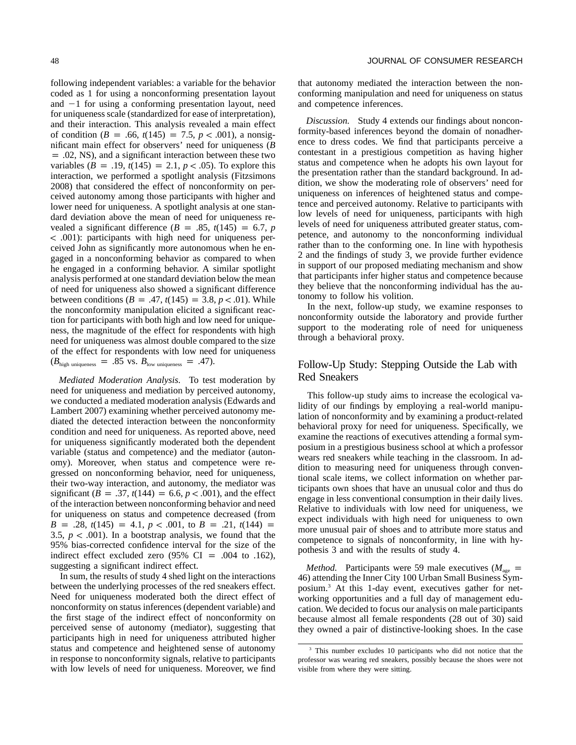following independent variables: a variable for the behavior coded as 1 for using a nonconforming presentation layout and −1 for using a conforming presentation layout, need for uniqueness scale (standardized for ease of interpretation), and their interaction. This analysis revealed a main effect of condition ($B = .66$, $t(145) = 7.5$, $p < .001$), a nonsignificant main effect for observers' need for uniqueness ($B = .02$, NS), and a significant interaction between these two variables ($B = .19$, $t(145) = 2.1$, $p < .05$). To explore this interaction, we performed a spotlight analysis (Fitzsimons 2008) that considered the effect of nonconformity on perceived autonomy among those participants with higher and lower need for uniqueness. A spotlight analysis at one standard deviation above the mean of need for uniqueness revealed a significant difference ($B = .85$, $t(145) = 6.7$, $p < .001$): participants with high need for uniqueness perceived John as significantly more autonomous when he engaged in a nonconforming behavior as compared to when he engaged in a conforming behavior. A similar spotlight analysis performed at one standard deviation below the mean of need for uniqueness also showed a significant difference between conditions ($B = .47$, $t(145) = 3.8$, $p < .01$). While the nonconformity manipulation elicited a significant reaction for participants with both high and low need for uniqueness, the magnitude of the effect for respondents with high need for uniqueness was almost double compared to the size of the effect for respondents with low need for uniqueness ($B_{\text{high uniqueness}} = .85$ vs. $B_{\text{low uniqueness}} = .47$).

*Mediated Moderation Analysis.* To test moderation by need for uniqueness and mediation by perceived autonomy, we conducted a mediated moderation analysis (Edwards and Lambert 2007) examining whether perceived autonomy mediated the detected interaction between the nonconformity condition and need for uniqueness. As reported above, need for uniqueness significantly moderated both the dependent variable (status and competence) and the mediator (autonomy). Moreover, when status and competence were regressed on nonconforming behavior, need for uniqueness, their two-way interaction, and autonomy, the mediator was significant ($B = .37$, $t(144) = 6.6$, $p < .001$), and the effect of the interaction between nonconforming behavior and need for uniqueness on status and competence decreased (from $B = .28$, $t(145) = 4.1$, $p < .001$, to $B = .21$, $t(144) = 3.5$, $p < .001$). In a bootstrap analysis, we found that the 95% bias-corrected confidence interval for the size of the indirect effect excluded zero (95% CI = .004 to .162), suggesting a significant indirect effect.

In sum, the results of study 4 shed light on the interactions between the underlying processes of the red sneakers effect. Need for uniqueness moderated both the direct effect of nonconformity on status inferences (dependent variable) and the first stage of the indirect effect of nonconformity on perceived sense of autonomy (mediator), suggesting that participants high in need for uniqueness attributed higher status and competence and heightened sense of autonomy in response to nonconformity signals, relative to participants with low levels of need for uniqueness. Moreover, we find that autonomy mediated the interaction between the nonconforming manipulation and need for uniqueness on status and competence inferences.

*Discussion.* Study 4 extends our findings about nonconformity-based inferences beyond the domain of nonadherence to dress codes. We find that participants perceive a contestant in a prestigious competition as having higher status and competence when he adopts his own layout for the presentation rather than the standard background. In addition, we show the moderating role of observers' need for uniqueness on inferences of heightened status and competence and perceived autonomy. Relative to participants with low levels of need for uniqueness, participants with high levels of need for uniqueness attributed greater status, competence, and autonomy to the nonconforming individual rather than to the conforming one. In line with hypothesis 2 and the findings of study 3, we provide further evidence in support of our proposed mediating mechanism and show that participants infer higher status and competence because they believe that the nonconforming individual has the autonomy to follow his volition.

In the next, follow-up study, we examine responses to nonconformity outside the laboratory and provide further support to the moderating role of need for uniqueness through a behavioral proxy.

## Follow-Up Study: Stepping Outside the Lab with Red Sneakers

This follow-up study aims to increase the ecological validity of our findings by employing a real-world manipulation of nonconformity and by examining a product-related behavioral proxy for need for uniqueness. Specifically, we examine the reactions of executives attending a formal symposium in a prestigious business school at which a professor wears red sneakers while teaching in the classroom. In addition to measuring need for uniqueness through conventional scale items, we collect information on whether participants own shoes that have an unusual color and thus do engage in less conventional consumption in their daily lives. Relative to individuals with low need for uniqueness, we expect individuals with high need for uniqueness to own more unusual pair of shoes and to attribute more status and competence to signals of nonconformity, in line with hypothesis 3 and with the results of study 4.

*Method.* Participants were 59 male executives ($M_{\text{age}} = 46$) attending the Inner City 100 Urban Small Business Symposium.[3] At this 1-day event, executives gather for networking opportunities and a full day of management education. We decided to focus our analysis on male participants because almost all female respondents (28 out of 30) said they owned a pair of distinctive-looking shoes. In the case

[3] This number excludes 10 participants who did not notice that the professor was wearing red sneakers, possibly because the shoes were not visible from where they were sitting.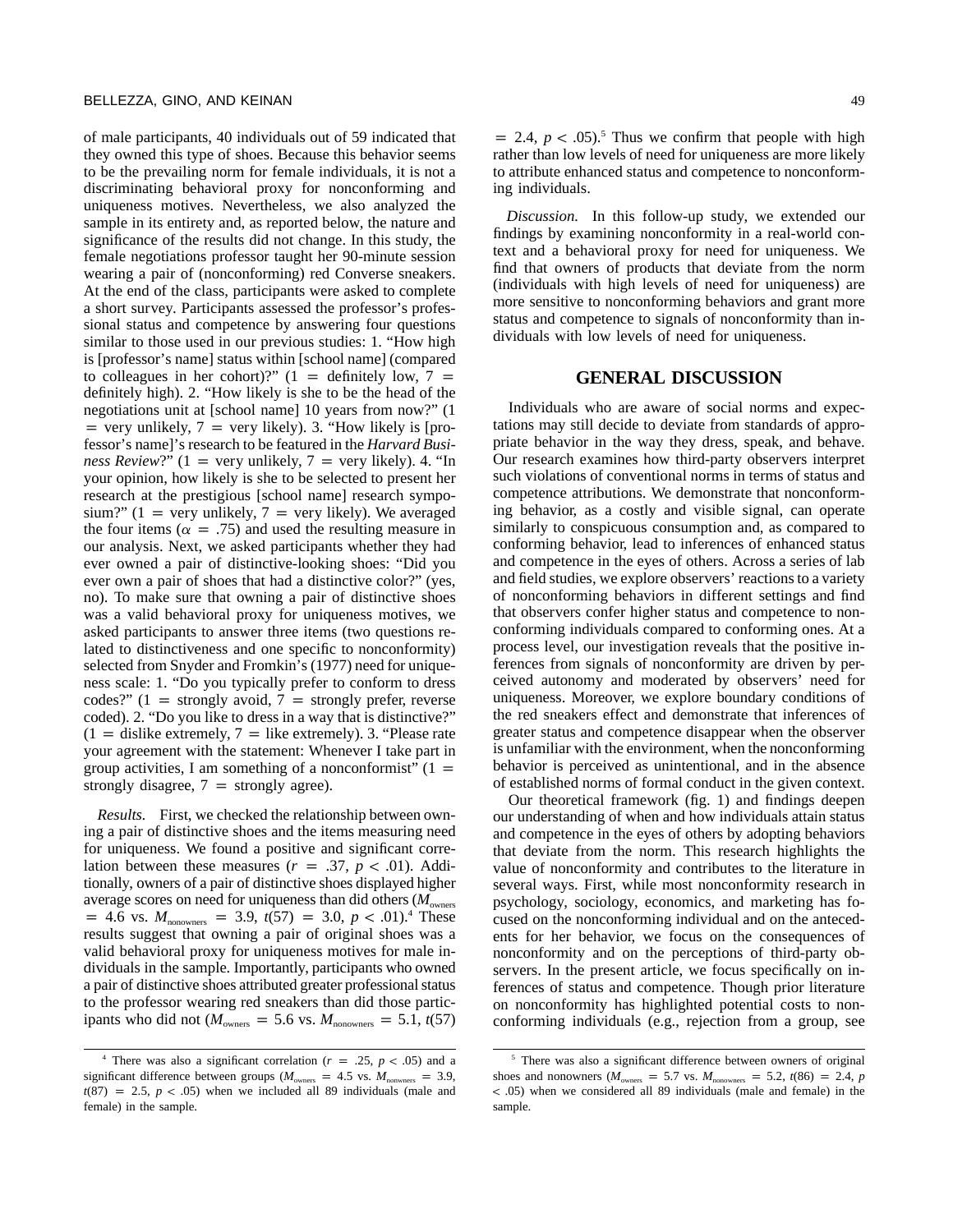of male participants, 40 individuals out of 59 indicated that they owned this type of shoes. Because this behavior seems to be the prevailing norm for female individuals, it is not a discriminating behavioral proxy for nonconforming and uniqueness motives. Nevertheless, we also analyzed the sample in its entirety and, as reported below, the nature and significance of the results did not change. In this study, the female negotiations professor taught her 90-minute session wearing a pair of (nonconforming) red Converse sneakers. At the end of the class, participants were asked to complete a short survey. Participants assessed the professor's professional status and competence by answering four questions similar to those used in our previous studies: 1. "How high is [professor's name] status within [school name] (compared to colleagues in her cohort)?" (1 = definitely low, 7 = definitely high). 2. "How likely is she to be the head of the negotiations unit at [school name] 10 years from now?" (1 = very unlikely, 7 = very likely). 3. "How likely is [professor's name]'s research to be featured in the *Harvard Business Review*?" (1 = very unlikely, 7 = very likely). 4. "In your opinion, how likely is she to be selected to present her research at the prestigious [school name] research symposium?" (1 = very unlikely, 7 = very likely). We averaged the four items ($\alpha = .75$) and used the resulting measure in our analysis. Next, we asked participants whether they had ever owned a pair of distinctive-looking shoes: "Did you ever own a pair of shoes that had a distinctive color?" (yes, no). To make sure that owning a pair of distinctive shoes was a valid behavioral proxy for uniqueness motives, we asked participants to answer three items (two questions related to distinctiveness and one specific to nonconformity) selected from Snyder and Fromkin's (1977) need for uniqueness scale: 1. "Do you typically prefer to conform to dress codes?" (1 = strongly avoid, 7 = strongly prefer, reverse coded). 2. "Do you like to dress in a way that is distinctive?" (1 = dislike extremely, 7 = like extremely). 3. "Please rate your agreement with the statement: Whenever I take part in group activities, I am something of a nonconformist" (1 = strongly disagree, 7 = strongly agree).

*Results.* First, we checked the relationship between owning a pair of distinctive shoes and the items measuring need for uniqueness. We found a positive and significant correlation between these measures ($r = .37$, $p < .01$). Additionally, owners of a pair of distinctive shoes displayed higher average scores on need for uniqueness than did others ($M_{\text{owners}} = 4.6$ vs. $M_{\text{nonowners}} = 3.9$, $t(57) = 3.0$, $p < .01$).[4] These results suggest that owning a pair of original shoes was a valid behavioral proxy for uniqueness motives for male individuals in the sample. Importantly, participants who owned a pair of distinctive shoes attributed greater professional status to the professor wearing red sneakers than did those participants who did not ($M_{\text{owners}} = 5.6$ vs. $M_{\text{nonowners}} = 5.1$, $t(57) = 2.4$, $p < .05$).[5] Thus we confirm that people with high rather than low levels of need for uniqueness are more likely to attribute enhanced status and competence to nonconforming individuals.

*Discussion.* In this follow-up study, we extended our findings by examining nonconformity in a real-world context and a behavioral proxy for need for uniqueness. We find that owners of products that deviate from the norm (individuals with high levels of need for uniqueness) are more sensitive to nonconforming behaviors and grant more status and competence to signals of nonconformity than individuals with low levels of need for uniqueness.

## GENERAL DISCUSSION

Individuals who are aware of social norms and expectations may still decide to deviate from standards of appropriate behavior in the way they dress, speak, and behave. Our research examines how third-party observers interpret such violations of conventional norms in terms of status and competence attributions. We demonstrate that nonconforming behavior, as a costly and visible signal, can operate similarly to conspicuous consumption and, as compared to conforming behavior, lead to inferences of enhanced status and competence in the eyes of others. Across a series of lab and field studies, we explore observers' reactions to a variety of nonconforming behaviors in different settings and find that observers confer higher status and competence to nonconforming individuals compared to conforming ones. At a process level, our investigation reveals that the positive inferences from signals of nonconformity are driven by perceived autonomy and moderated by observers' need for uniqueness. Moreover, we explore boundary conditions of the red sneakers effect and demonstrate that inferences of greater status and competence disappear when the observer is unfamiliar with the environment, when the nonconforming behavior is perceived as unintentional, and in the absence of established norms of formal conduct in the given context.

Our theoretical framework (fig. 1) and findings deepen our understanding of when and how individuals attain status and competence in the eyes of others by adopting behaviors that deviate from the norm. This research highlights the value of nonconformity and contributes to the literature in several ways. First, while most nonconformity research in psychology, sociology, economics, and marketing has focused on the nonconforming individual and on the antecedents for her behavior, we focus on the consequences of nonconformity and on the perceptions of third-party observers. In the present article, we focus specifically on inferences of status and competence. Though prior literature on nonconformity has highlighted potential costs to nonconforming individuals (e.g., rejection from a group, see

---

[4] There was also a significant correlation ($r = .25$, $p < .05$) and a significant difference between groups ($M_{\text{owners}} = 4.5$ vs. $M_{\text{nonwners}} = 3.9$, $t(87) = 2.5$, $p < .05$) when we included all 89 individuals (male and female) in the sample.

[5] There was also a significant difference between owners of original shoes and nonowners ($M_{\text{owners}} = 5.7$ vs. $M_{\text{nonowners}} = 5.2$, $t(86) = 2.4$, $p < .05$) when we considered all 89 individuals (male and female) in the sample.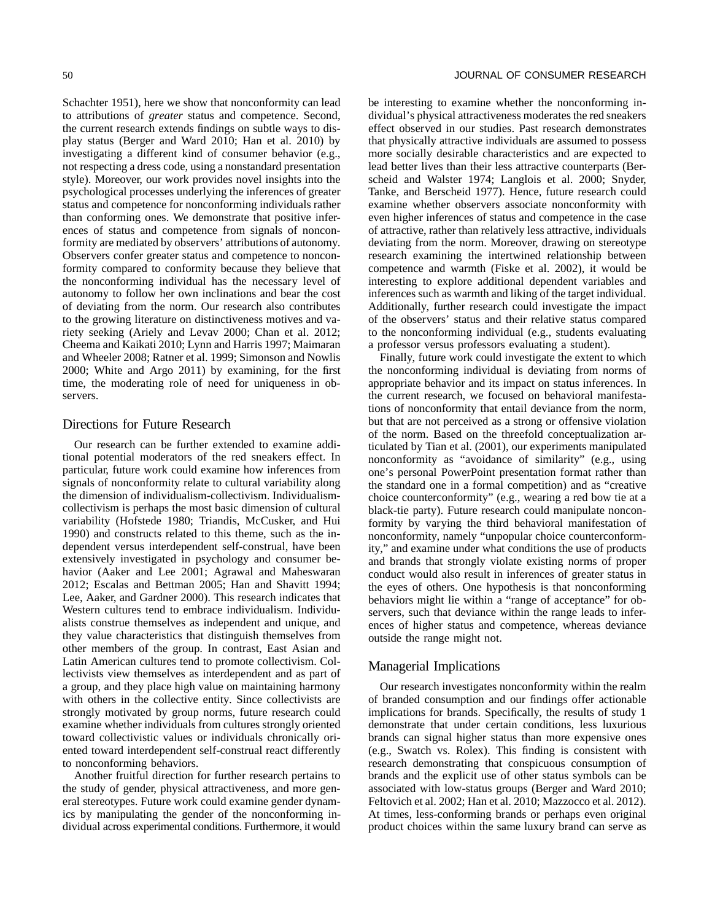Schachter 1951), here we show that nonconformity can lead to attributions of *greater* status and competence. Second, the current research extends findings on subtle ways to display status (Berger and Ward 2010; Han et al. 2010) by investigating a different kind of consumer behavior (e.g., not respecting a dress code, using a nonstandard presentation style). Moreover, our work provides novel insights into the psychological processes underlying the inferences of greater status and competence for nonconforming individuals rather than conforming ones. We demonstrate that positive inferences of status and competence from signals of nonconformity are mediated by observers' attributions of autonomy. Observers confer greater status and competence to nonconformity compared to conformity because they believe that the nonconforming individual has the necessary level of autonomy to follow her own inclinations and bear the cost of deviating from the norm. Our research also contributes to the growing literature on distinctiveness motives and variety seeking (Ariely and Levav 2000; Chan et al. 2012; Cheema and Kaikati 2010; Lynn and Harris 1997; Maimaran and Wheeler 2008; Ratner et al. 1999; Simonson and Nowlis 2000; White and Argo 2011) by examining, for the first time, the moderating role of need for uniqueness in observers.

## Directions for Future Research

Our research can be further extended to examine additional potential moderators of the red sneakers effect. In particular, future work could examine how inferences from signals of nonconformity relate to cultural variability along the dimension of individualism-collectivism. Individualism-collectivism is perhaps the most basic dimension of cultural variability (Hofstede 1980; Triandis, McCusker, and Hui 1990) and constructs related to this theme, such as the independent versus interdependent self-construal, have been extensively investigated in psychology and consumer behavior (Aaker and Lee 2001; Agrawal and Maheswaran 2012; Escalas and Bettman 2005; Han and Shavitt 1994; Lee, Aaker, and Gardner 2000). This research indicates that Western cultures tend to embrace individualism. Individualists construe themselves as independent and unique, and they value characteristics that distinguish themselves from other members of the group. In contrast, East Asian and Latin American cultures tend to promote collectivism. Collectivists view themselves as interdependent and as part of a group, and they place high value on maintaining harmony with others in the collective entity. Since collectivists are strongly motivated by group norms, future research could examine whether individuals from cultures strongly oriented toward collectivistic values or individuals chronically oriented toward interdependent self-construal react differently to nonconforming behaviors.

Another fruitful direction for further research pertains to the study of gender, physical attractiveness, and more general stereotypes. Future work could examine gender dynamics by manipulating the gender of the nonconforming individual across experimental conditions. Furthermore, it would be interesting to examine whether the nonconforming individual's physical attractiveness moderates the red sneakers effect observed in our studies. Past research demonstrates that physically attractive individuals are assumed to possess more socially desirable characteristics and are expected to lead better lives than their less attractive counterparts (Berscheid and Walster 1974; Langlois et al. 2000; Snyder, Tanke, and Berscheid 1977). Hence, future research could examine whether observers associate nonconformity with even higher inferences of status and competence in the case of attractive, rather than relatively less attractive, individuals deviating from the norm. Moreover, drawing on stereotype research examining the intertwined relationship between competence and warmth (Fiske et al. 2002), it would be interesting to explore additional dependent variables and inferences such as warmth and liking of the target individual. Additionally, further research could investigate the impact of the observers' status and their relative status compared to the nonconforming individual (e.g., students evaluating a professor versus professors evaluating a student).

Finally, future work could investigate the extent to which the nonconforming individual is deviating from norms of appropriate behavior and its impact on status inferences. In the current research, we focused on behavioral manifestations of nonconformity that entail deviance from the norm, but that are not perceived as a strong or offensive violation of the norm. Based on the threefold conceptualization articulated by Tian et al. (2001), our experiments manipulated nonconformity as "avoidance of similarity" (e.g., using one's personal PowerPoint presentation format rather than the standard one in a formal competition) and as "creative choice counterconformity" (e.g., wearing a red bow tie at a black-tie party). Future research could manipulate nonconformity by varying the third behavioral manifestation of nonconformity, namely "unpopular choice counterconformity," and examine under what conditions the use of products and brands that strongly violate existing norms of proper conduct would also result in inferences of greater status in the eyes of others. One hypothesis is that nonconforming behaviors might lie within a "range of acceptance" for observers, such that deviance within the range leads to inferences of higher status and competence, whereas deviance outside the range might not.

## Managerial Implications

Our research investigates nonconformity within the realm of branded consumption and our findings offer actionable implications for brands. Specifically, the results of study 1 demonstrate that under certain conditions, less luxurious brands can signal higher status than more expensive ones (e.g., Swatch vs. Rolex). This finding is consistent with research demonstrating that conspicuous consumption of brands and the explicit use of other status symbols can be associated with low-status groups (Berger and Ward 2010; Feltovich et al. 2002; Han et al. 2010; Mazzocco et al. 2012). At times, less-conforming brands or perhaps even original product choices within the same luxury brand can serve as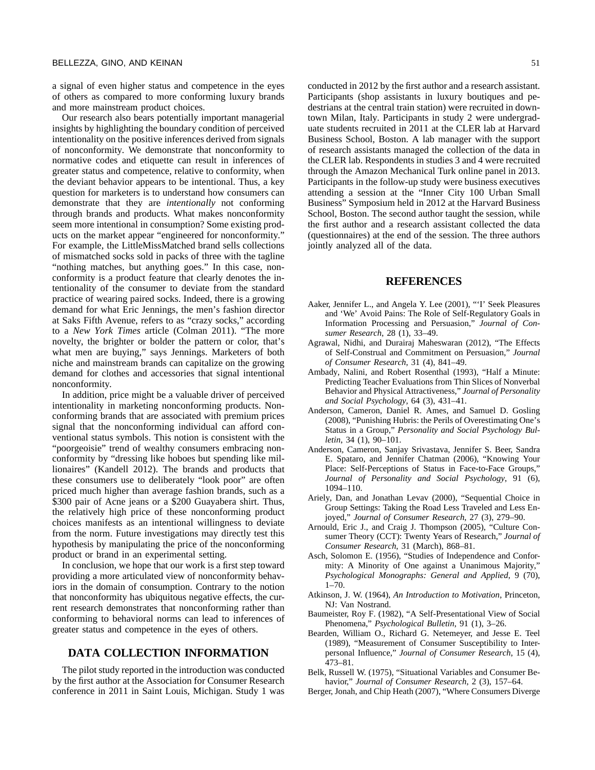a signal of even higher status and competence in the eyes of others as compared to more conforming luxury brands and more mainstream product choices.

Our research also bears potentially important managerial insights by highlighting the boundary condition of perceived intentionality on the positive inferences derived from signals of nonconformity. We demonstrate that nonconformity to normative codes and etiquette can result in inferences of greater status and competence, relative to conformity, when the deviant behavior appears to be intentional. Thus, a key question for marketers is to understand how consumers can demonstrate that they are *intentionally* not conforming through brands and products. What makes nonconformity seem more intentional in consumption? Some existing products on the market appear "engineered for nonconformity." For example, the LittleMissMatched brand sells collections of mismatched socks sold in packs of three with the tagline "nothing matches, but anything goes." In this case, nonconformity is a product feature that clearly denotes the intentionality of the consumer to deviate from the standard practice of wearing paired socks. Indeed, there is a growing demand for what Eric Jennings, the men's fashion director at Saks Fifth Avenue, refers to as "crazy socks," according to a *New York Times* article (Colman 2011). "The more novelty, the brighter or bolder the pattern or color, that's what men are buying," says Jennings. Marketers of both niche and mainstream brands can capitalize on the growing demand for clothes and accessories that signal intentional nonconformity.

In addition, price might be a valuable driver of perceived intentionality in marketing nonconforming products. Nonconforming brands that are associated with premium prices signal that the nonconforming individual can afford conventional status symbols. This notion is consistent with the "poorgeoisie" trend of wealthy consumers embracing nonconformity by "dressing like hoboes but spending like millionaires" (Kandell 2012). The brands and products that these consumers use to deliberately "look poor" are often priced much higher than average fashion brands, such as a $300 pair of Acne jeans or a $200 Guayabera shirt. Thus, the relatively high price of these nonconforming product choices manifests as an intentional willingness to deviate from the norm. Future investigations may directly test this hypothesis by manipulating the price of the nonconforming product or brand in an experimental setting.

In conclusion, we hope that our work is a first step toward providing a more articulated view of nonconformity behaviors in the domain of consumption. Contrary to the notion that nonconformity has ubiquitous negative effects, the current research demonstrates that nonconforming rather than conforming to behavioral norms can lead to inferences of greater status and competence in the eyes of others.

## DATA COLLECTION INFORMATION

The pilot study reported in the introduction was conducted by the first author at the Association for Consumer Research conference in 2011 in Saint Louis, Michigan. Study 1 was conducted in 2012 by the first author and a research assistant. Participants (shop assistants in luxury boutiques and pedestrians at the central train station) were recruited in downtown Milan, Italy. Participants in study 2 were undergraduate students recruited in 2011 at the CLER lab at Harvard Business School, Boston. A lab manager with the support of research assistants managed the collection of the data in the CLER lab. Respondents in studies 3 and 4 were recruited through the Amazon Mechanical Turk online panel in 2013. Participants in the follow-up study were business executives attending a session at the "Inner City 100 Urban Small Business" Symposium held in 2012 at the Harvard Business School, Boston. The second author taught the session, while the first author and a research assistant collected the data (questionnaires) at the end of the session. The three authors jointly analyzed all of the data.

## REFERENCES

Aaker, Jennifer L., and Angela Y. Lee (2001), "'I' Seek Pleasures and 'We' Avoid Pains: The Role of Self-Regulatory Goals in Information Processing and Persuasion," *Journal of Consumer Research*, 28 (1), 33–49.

Agrawal, Nidhi, and Durairaj Maheswaran (2012), "The Effects of Self-Construal and Commitment on Persuasion," *Journal of Consumer Research*, 31 (4), 841–49.

Ambady, Nalini, and Robert Rosenthal (1993), "Half a Minute: Predicting Teacher Evaluations from Thin Slices of Nonverbal Behavior and Physical Attractiveness," *Journal of Personality and Social Psychology*, 64 (3), 431–41.

Anderson, Cameron, Daniel R. Ames, and Samuel D. Gosling (2008), "Punishing Hubris: the Perils of Overestimating One's Status in a Group," *Personality and Social Psychology Bulletin*, 34 (1), 90–101.

Anderson, Cameron, Sanjay Srivastava, Jennifer S. Beer, Sandra E. Spataro, and Jennifer Chatman (2006), "Knowing Your Place: Self-Perceptions of Status in Face-to-Face Groups," *Journal of Personality and Social Psychology*, 91 (6), 1094–110.

Ariely, Dan, and Jonathan Levav (2000), "Sequential Choice in Group Settings: Taking the Road Less Traveled and Less Enjoyed," *Journal of Consumer Research*, 27 (3), 279–90.

Arnould, Eric J., and Craig J. Thompson (2005), "Culture Consumer Theory (CCT): Twenty Years of Research," *Journal of Consumer Research*, 31 (March), 868–81.

Asch, Solomon E. (1956), "Studies of Independence and Conformity: A Minority of One against a Unanimous Majority," *Psychological Monographs: General and Applied*, 9 (70), 1–70.

Atkinson, J. W. (1964), *An Introduction to Motivation*, Princeton, NJ: Van Nostrand.

Baumeister, Roy F. (1982), "A Self-Presentational View of Social Phenomena," *Psychological Bulletin*, 91 (1), 3–26.

Bearden, William O., Richard G. Netemeyer, and Jesse E. Teel (1989), "Measurement of Consumer Susceptibility to Interpersonal Influence," *Journal of Consumer Research*, 15 (4), 473–81.

Belk, Russell W. (1975), "Situational Variables and Consumer Behavior," *Journal of Consumer Research*, 2 (3), 157–64.

Berger, Jonah, and Chip Heath (2007), "Where Consumers Diverge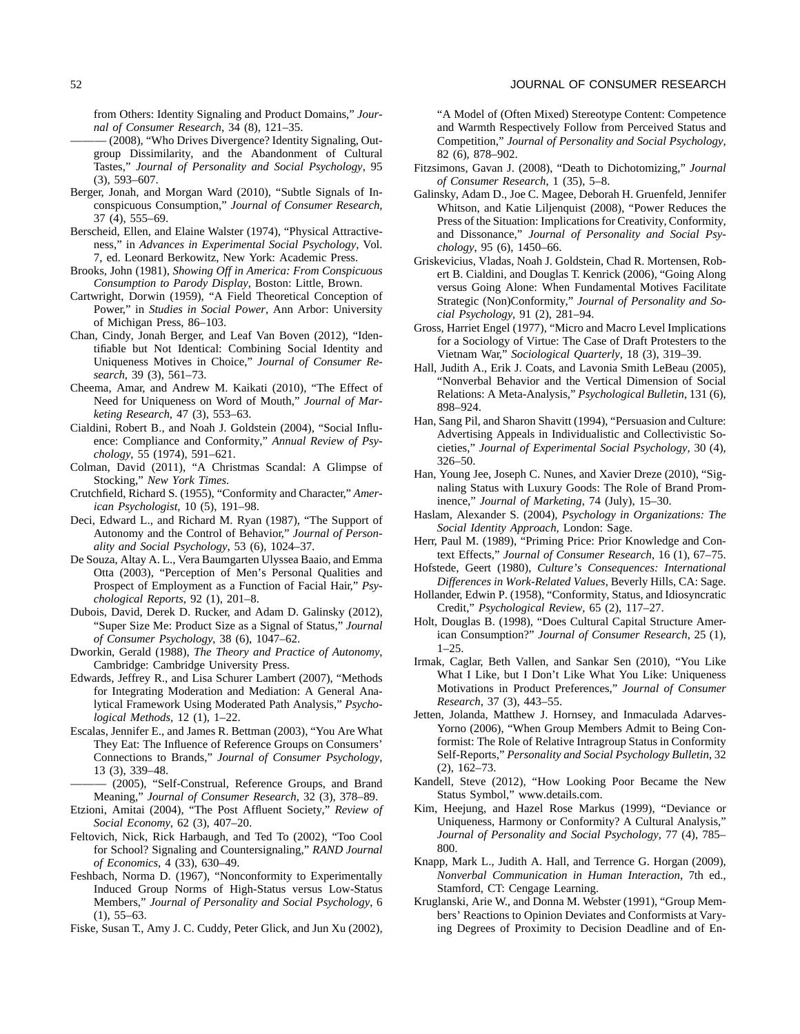from Others: Identity Signaling and Product Domains," *Journal of Consumer Research*, 34 (8), 121–35.

——— (2008), "Who Drives Divergence? Identity Signaling, Outgroup Dissimilarity, and the Abandonment of Cultural Tastes," *Journal of Personality and Social Psychology*, 95 (3), 593–607.

Berger, Jonah, and Morgan Ward (2010), "Subtle Signals of Inconspicuous Consumption," *Journal of Consumer Research*, 37 (4), 555–69.

Berscheid, Ellen, and Elaine Walster (1974), "Physical Attractiveness," in *Advances in Experimental Social Psychology*, Vol. 7, ed. Leonard Berkowitz, New York: Academic Press.

Brooks, John (1981), *Showing Off in America: From Conspicuous Consumption to Parody Display*, Boston: Little, Brown.

Cartwright, Dorwin (1959), "A Field Theoretical Conception of Power," in *Studies in Social Power*, Ann Arbor: University of Michigan Press, 86–103.

Chan, Cindy, Jonah Berger, and Leaf Van Boven (2012), "Identifiable but Not Identical: Combining Social Identity and Uniqueness Motives in Choice," *Journal of Consumer Research*, 39 (3), 561–73.

Cheema, Amar, and Andrew M. Kaikati (2010), "The Effect of Need for Uniqueness on Word of Mouth," *Journal of Marketing Research*, 47 (3), 553–63.

Cialdini, Robert B., and Noah J. Goldstein (2004), "Social Influence: Compliance and Conformity," *Annual Review of Psychology*, 55 (1974), 591–621.

Colman, David (2011), "A Christmas Scandal: A Glimpse of Stocking," *New York Times*.

Crutchfield, Richard S. (1955), "Conformity and Character," *American Psychologist*, 10 (5), 191–98.

Deci, Edward L., and Richard M. Ryan (1987), "The Support of Autonomy and the Control of Behavior," *Journal of Personality and Social Psychology*, 53 (6), 1024–37.

De Souza, Altay A. L., Vera Baumgarten Ulyssea Baaio, and Emma Otta (2003), "Perception of Men's Personal Qualities and Prospect of Employment as a Function of Facial Hair," *Psychological Reports*, 92 (1), 201–8.

Dubois, David, Derek D. Rucker, and Adam D. Galinsky (2012), "Super Size Me: Product Size as a Signal of Status," *Journal of Consumer Psychology*, 38 (6), 1047–62.

Dworkin, Gerald (1988), *The Theory and Practice of Autonomy*, Cambridge: Cambridge University Press.

Edwards, Jeffrey R., and Lisa Schurer Lambert (2007), "Methods for Integrating Moderation and Mediation: A General Analytical Framework Using Moderated Path Analysis," *Psychological Methods*, 12 (1), 1–22.

Escalas, Jennifer E., and James R. Bettman (2003), "You Are What They Eat: The Influence of Reference Groups on Consumers' Connections to Brands," *Journal of Consumer Psychology*, 13 (3), 339–48.

——— (2005), "Self-Construal, Reference Groups, and Brand Meaning," *Journal of Consumer Research*, 32 (3), 378–89.

Etzioni, Amitai (2004), "The Post Affluent Society," *Review of Social Economy*, 62 (3), 407–20.

Feltovich, Nick, Rick Harbaugh, and Ted To (2002), "Too Cool for School? Signaling and Countersignaling," *RAND Journal of Economics*, 4 (33), 630–49.

Feshbach, Norma D. (1967), "Nonconformity to Experimentally Induced Group Norms of High-Status versus Low-Status Members," *Journal of Personality and Social Psychology*, 6 (1), 55–63.

Fiske, Susan T., Amy J. C. Cuddy, Peter Glick, and Jun Xu (2002), "A Model of (Often Mixed) Stereotype Content: Competence and Warmth Respectively Follow from Perceived Status and Competition," *Journal of Personality and Social Psychology*, 82 (6), 878–902.

Fitzsimons, Gavan J. (2008), "Death to Dichotomizing," *Journal of Consumer Research*, 1 (35), 5–8.

Galinsky, Adam D., Joe C. Magee, Deborah H. Gruenfeld, Jennifer Whitson, and Katie Liljenquist (2008), "Power Reduces the Press of the Situation: Implications for Creativity, Conformity, and Dissonance," *Journal of Personality and Social Psychology*, 95 (6), 1450–66.

Griskevicius, Vladas, Noah J. Goldstein, Chad R. Mortensen, Robert B. Cialdini, and Douglas T. Kenrick (2006), "Going Along versus Going Alone: When Fundamental Motives Facilitate Strategic (Non)Conformity," *Journal of Personality and Social Psychology*, 91 (2), 281–94.

Gross, Harriet Engel (1977), "Micro and Macro Level Implications for a Sociology of Virtue: The Case of Draft Protesters to the Vietnam War," *Sociological Quarterly*, 18 (3), 319–39.

Hall, Judith A., Erik J. Coats, and Lavonia Smith LeBeau (2005), "Nonverbal Behavior and the Vertical Dimension of Social Relations: A Meta-Analysis," *Psychological Bulletin*, 131 (6), 898–924.

Han, Sang Pil, and Sharon Shavitt (1994), "Persuasion and Culture: Advertising Appeals in Individualistic and Collectivistic Societies," *Journal of Experimental Social Psychology*, 30 (4), 326–50.

Han, Young Jee, Joseph C. Nunes, and Xavier Dreze (2010), "Signaling Status with Luxury Goods: The Role of Brand Prominence," *Journal of Marketing*, 74 (July), 15–30.

Haslam, Alexander S. (2004), *Psychology in Organizations: The Social Identity Approach*, London: Sage.

Herr, Paul M. (1989), "Priming Price: Prior Knowledge and Context Effects," *Journal of Consumer Research*, 16 (1), 67–75.

Hofstede, Geert (1980), *Culture's Consequences: International Differences in Work-Related Values*, Beverly Hills, CA: Sage.

Hollander, Edwin P. (1958), "Conformity, Status, and Idiosyncratic Credit," *Psychological Review*, 65 (2), 117–27.

Holt, Douglas B. (1998), "Does Cultural Capital Structure American Consumption?" *Journal of Consumer Research*, 25 (1), 1–25.

Irmak, Caglar, Beth Vallen, and Sankar Sen (2010), "You Like What I Like, but I Don't Like What You Like: Uniqueness Motivations in Product Preferences," *Journal of Consumer Research*, 37 (3), 443–55.

Jetten, Jolanda, Matthew J. Hornsey, and Inmaculada Adarves-Yorno (2006), "When Group Members Admit to Being Conformist: The Role of Relative Intragroup Status in Conformity Self-Reports," *Personality and Social Psychology Bulletin*, 32 (2), 162–73.

Kandell, Steve (2012), "How Looking Poor Became the New Status Symbol," www.details.com.

Kim, Heejung, and Hazel Rose Markus (1999), "Deviance or Uniqueness, Harmony or Conformity? A Cultural Analysis," *Journal of Personality and Social Psychology*, 77 (4), 785–800.

Knapp, Mark L., Judith A. Hall, and Terrence G. Horgan (2009), *Nonverbal Communication in Human Interaction*, 7th ed., Stamford, CT: Cengage Learning.

Kruglanski, Arie W., and Donna M. Webster (1991), "Group Members' Reactions to Opinion Deviates and Conformists at Varying Degrees of Proximity to Decision Deadline and of En-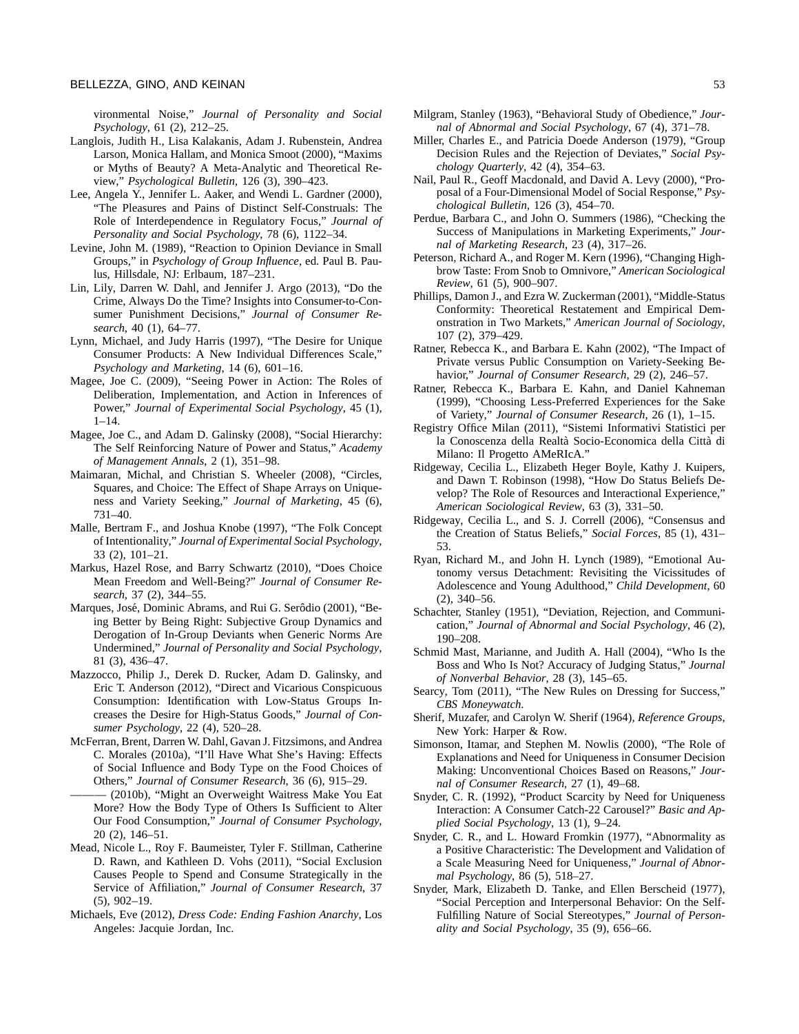vironmental Noise," *Journal of Personality and Social Psychology*, 61 (2), 212–25.

Langlois, Judith H., Lisa Kalakanis, Adam J. Rubenstein, Andrea Larson, Monica Hallam, and Monica Smoot (2000), "Maxims or Myths of Beauty? A Meta-Analytic and Theoretical Review," *Psychological Bulletin*, 126 (3), 390–423.

Lee, Angela Y., Jennifer L. Aaker, and Wendi L. Gardner (2000), "The Pleasures and Pains of Distinct Self-Construals: The Role of Interdependence in Regulatory Focus," *Journal of Personality and Social Psychology*, 78 (6), 1122–34.

Levine, John M. (1989), "Reaction to Opinion Deviance in Small Groups," in *Psychology of Group Influence*, ed. Paul B. Paulus, Hillsdale, NJ: Erlbaum, 187–231.

Lin, Lily, Darren W. Dahl, and Jennifer J. Argo (2013), "Do the Crime, Always Do the Time? Insights into Consumer-to-Consumer Punishment Decisions," *Journal of Consumer Research*, 40 (1), 64–77.

Lynn, Michael, and Judy Harris (1997), "The Desire for Unique Consumer Products: A New Individual Differences Scale," *Psychology and Marketing*, 14 (6), 601–16.

Magee, Joe C. (2009), "Seeing Power in Action: The Roles of Deliberation, Implementation, and Action in Inferences of Power," *Journal of Experimental Social Psychology*, 45 (1), 1–14.

Magee, Joe C., and Adam D. Galinsky (2008), "Social Hierarchy: The Self Reinforcing Nature of Power and Status," *Academy of Management Annals*, 2 (1), 351–98.

Maimaran, Michal, and Christian S. Wheeler (2008), "Circles, Squares, and Choice: The Effect of Shape Arrays on Uniqueness and Variety Seeking," *Journal of Marketing*, 45 (6), 731–40.

Malle, Bertram F., and Joshua Knobe (1997), "The Folk Concept of Intentionality," *Journal of Experimental Social Psychology*, 33 (2), 101–21.

Markus, Hazel Rose, and Barry Schwartz (2010), "Does Choice Mean Freedom and Well-Being?" *Journal of Consumer Research*, 37 (2), 344–55.

Marques, José, Dominic Abrams, and Rui G. Serôdio (2001), "Being Better by Being Right: Subjective Group Dynamics and Derogation of In-Group Deviants when Generic Norms Are Undermined," *Journal of Personality and Social Psychology*, 81 (3), 436–47.

Mazzocco, Philip J., Derek D. Rucker, Adam D. Galinsky, and Eric T. Anderson (2012), "Direct and Vicarious Conspicuous Consumption: Identification with Low-Status Groups Increases the Desire for High-Status Goods," *Journal of Consumer Psychology*, 22 (4), 520–28.

McFerran, Brent, Darren W. Dahl, Gavan J. Fitzsimons, and Andrea C. Morales (2010a), "I'll Have What She's Having: Effects of Social Influence and Body Type on the Food Choices of Others," *Journal of Consumer Research*, 36 (6), 915–29.

——— (2010b), "Might an Overweight Waitress Make You Eat More? How the Body Type of Others Is Sufficient to Alter Our Food Consumption," *Journal of Consumer Psychology*, 20 (2), 146–51.

Mead, Nicole L., Roy F. Baumeister, Tyler F. Stillman, Catherine D. Rawn, and Kathleen D. Vohs (2011), "Social Exclusion Causes People to Spend and Consume Strategically in the Service of Affiliation," *Journal of Consumer Research*, 37 (5), 902–19.

Michaels, Eve (2012), *Dress Code: Ending Fashion Anarchy*, Los Angeles: Jacquie Jordan, Inc.

Milgram, Stanley (1963), "Behavioral Study of Obedience," *Journal of Abnormal and Social Psychology*, 67 (4), 371–78.

Miller, Charles E., and Patricia Doede Anderson (1979), "Group Decision Rules and the Rejection of Deviates," *Social Psychology Quarterly*, 42 (4), 354–63.

Nail, Paul R., Geoff Macdonald, and David A. Levy (2000), "Proposal of a Four-Dimensional Model of Social Response," *Psychological Bulletin*, 126 (3), 454–70.

Perdue, Barbara C., and John O. Summers (1986), "Checking the Success of Manipulations in Marketing Experiments," *Journal of Marketing Research*, 23 (4), 317–26.

Peterson, Richard A., and Roger M. Kern (1996), "Changing Highbrow Taste: From Snob to Omnivore," *American Sociological Review*, 61 (5), 900–907.

Phillips, Damon J., and Ezra W. Zuckerman (2001), "Middle-Status Conformity: Theoretical Restatement and Empirical Demonstration in Two Markets," *American Journal of Sociology*, 107 (2), 379–429.

Ratner, Rebecca K., and Barbara E. Kahn (2002), "The Impact of Private versus Public Consumption on Variety-Seeking Behavior," *Journal of Consumer Research*, 29 (2), 246–57.

Ratner, Rebecca K., Barbara E. Kahn, and Daniel Kahneman (1999), "Choosing Less-Preferred Experiences for the Sake of Variety," *Journal of Consumer Research*, 26 (1), 1–15.

Registry Office Milan (2011), "Sistemi Informativi Statistici per la Conoscenza della Realtà Socio-Economica della Città di Milano: Il Progetto AMeRIcA."

Ridgeway, Cecilia L., Elizabeth Heger Boyle, Kathy J. Kuipers, and Dawn T. Robinson (1998), "How Do Status Beliefs Develop? The Role of Resources and Interactional Experience," *American Sociological Review*, 63 (3), 331–50.

Ridgeway, Cecilia L., and S. J. Correll (2006), "Consensus and the Creation of Status Beliefs," *Social Forces*, 85 (1), 431–53.

Ryan, Richard M., and John H. Lynch (1989), "Emotional Autonomy versus Detachment: Revisiting the Vicissitudes of Adolescence and Young Adulthood," *Child Development*, 60 (2), 340–56.

Schachter, Stanley (1951), "Deviation, Rejection, and Communication," *Journal of Abnormal and Social Psychology*, 46 (2), 190–208.

Schmid Mast, Marianne, and Judith A. Hall (2004), "Who Is the Boss and Who Is Not? Accuracy of Judging Status," *Journal of Nonverbal Behavior*, 28 (3), 145–65.

Searcy, Tom (2011), "The New Rules on Dressing for Success," *CBS Moneywatch*.

Sherif, Muzafer, and Carolyn W. Sherif (1964), *Reference Groups*, New York: Harper & Row.

Simonson, Itamar, and Stephen M. Nowlis (2000), "The Role of Explanations and Need for Uniqueness in Consumer Decision Making: Unconventional Choices Based on Reasons," *Journal of Consumer Research*, 27 (1), 49–68.

Snyder, C. R. (1992), "Product Scarcity by Need for Uniqueness Interaction: A Consumer Catch-22 Carousel?" *Basic and Applied Social Psychology*, 13 (1), 9–24.

Snyder, C. R., and L. Howard Fromkin (1977), "Abnormality as a Positive Characteristic: The Development and Validation of a Scale Measuring Need for Uniqueness," *Journal of Abnormal Psychology*, 86 (5), 518–27.

Snyder, Mark, Elizabeth D. Tanke, and Ellen Berscheid (1977), "Social Perception and Interpersonal Behavior: On the Self-Fulfilling Nature of Social Stereotypes," *Journal of Personality and Social Psychology*, 35 (9), 656–66.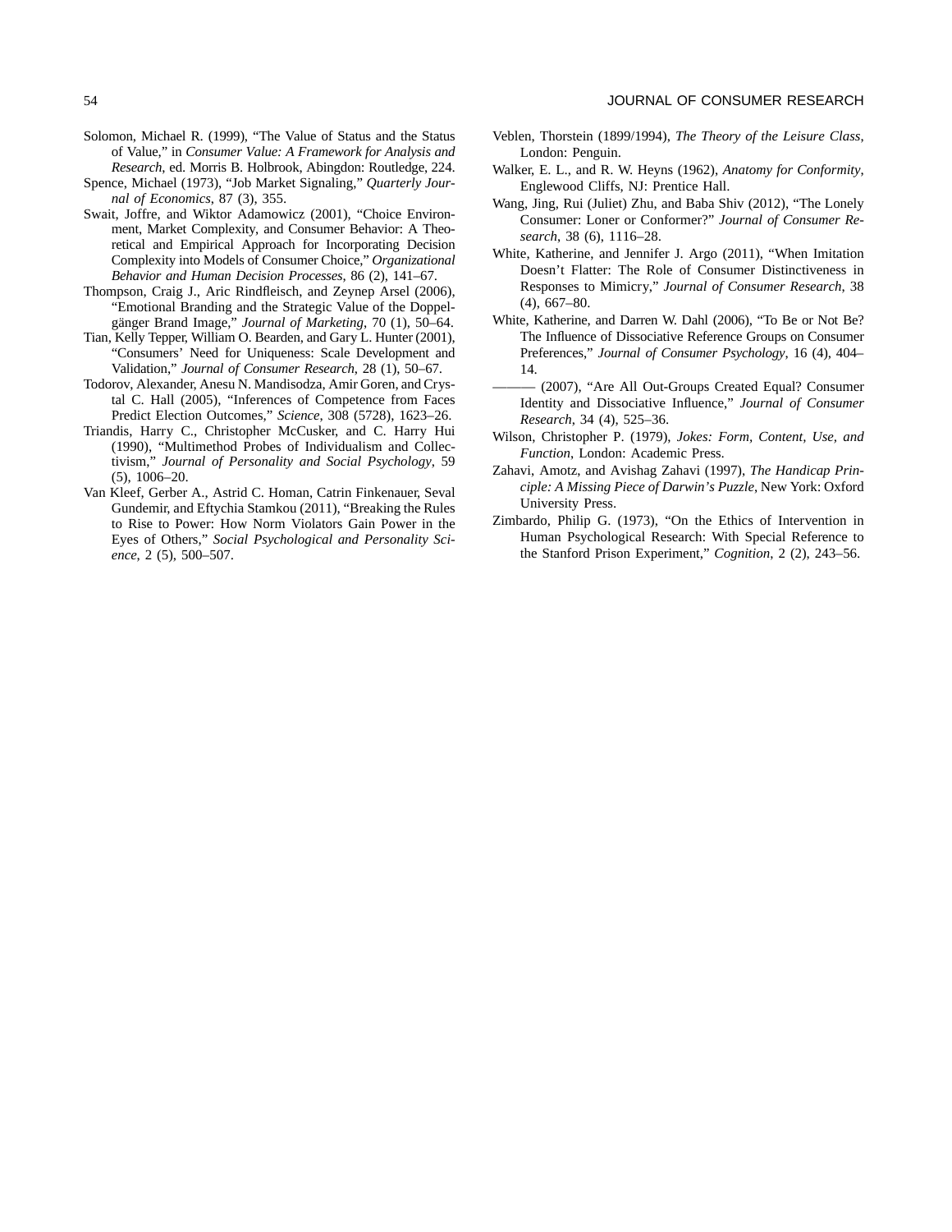Solomon, Michael R. (1999), "The Value of Status and the Status of Value," in *Consumer Value: A Framework for Analysis and Research*, ed. Morris B. Holbrook, Abingdon: Routledge, 224.

Spence, Michael (1973), "Job Market Signaling," *Quarterly Journal of Economics*, 87 (3), 355.

Swait, Joffre, and Wiktor Adamowicz (2001), "Choice Environment, Market Complexity, and Consumer Behavior: A Theoretical and Empirical Approach for Incorporating Decision Complexity into Models of Consumer Choice," *Organizational Behavior and Human Decision Processes*, 86 (2), 141–67.

Thompson, Craig J., Aric Rindfleisch, and Zeynep Arsel (2006), "Emotional Branding and the Strategic Value of the Doppelgänger Brand Image," *Journal of Marketing*, 70 (1), 50–64.

Tian, Kelly Tepper, William O. Bearden, and Gary L. Hunter (2001), "Consumers' Need for Uniqueness: Scale Development and Validation," *Journal of Consumer Research*, 28 (1), 50–67.

Todorov, Alexander, Anesu N. Mandisodza, Amir Goren, and Crystal C. Hall (2005), "Inferences of Competence from Faces Predict Election Outcomes," *Science*, 308 (5728), 1623–26.

Triandis, Harry C., Christopher McCusker, and C. Harry Hui (1990), "Multimethod Probes of Individualism and Collectivism," *Journal of Personality and Social Psychology*, 59 (5), 1006–20.

Van Kleef, Gerber A., Astrid C. Homan, Catrin Finkenauer, Seval Gundemir, and Eftychia Stamkou (2011), "Breaking the Rules to Rise to Power: How Norm Violators Gain Power in the Eyes of Others," *Social Psychological and Personality Science*, 2 (5), 500–507.

Veblen, Thorstein (1899/1994), *The Theory of the Leisure Class*, London: Penguin.

Walker, E. L., and R. W. Heyns (1962), *Anatomy for Conformity*, Englewood Cliffs, NJ: Prentice Hall.

Wang, Jing, Rui (Juliet) Zhu, and Baba Shiv (2012), "The Lonely Consumer: Loner or Conformer?" *Journal of Consumer Research*, 38 (6), 1116–28.

White, Katherine, and Jennifer J. Argo (2011), "When Imitation Doesn't Flatter: The Role of Consumer Distinctiveness in Responses to Mimicry," *Journal of Consumer Research*, 38 (4), 667–80.

White, Katherine, and Darren W. Dahl (2006), "To Be or Not Be? The Influence of Dissociative Reference Groups on Consumer Preferences," *Journal of Consumer Psychology*, 16 (4), 404–14.

——— (2007), "Are All Out-Groups Created Equal? Consumer Identity and Dissociative Influence," *Journal of Consumer Research*, 34 (4), 525–36.

Wilson, Christopher P. (1979), *Jokes: Form, Content, Use, and Function*, London: Academic Press.

Zahavi, Amotz, and Avishag Zahavi (1997), *The Handicap Principle: A Missing Piece of Darwin's Puzzle*, New York: Oxford University Press.

Zimbardo, Philip G. (1973), "On the Ethics of Intervention in Human Psychological Research: With Special Reference to the Stanford Prison Experiment," *Cognition*, 2 (2), 243–56.